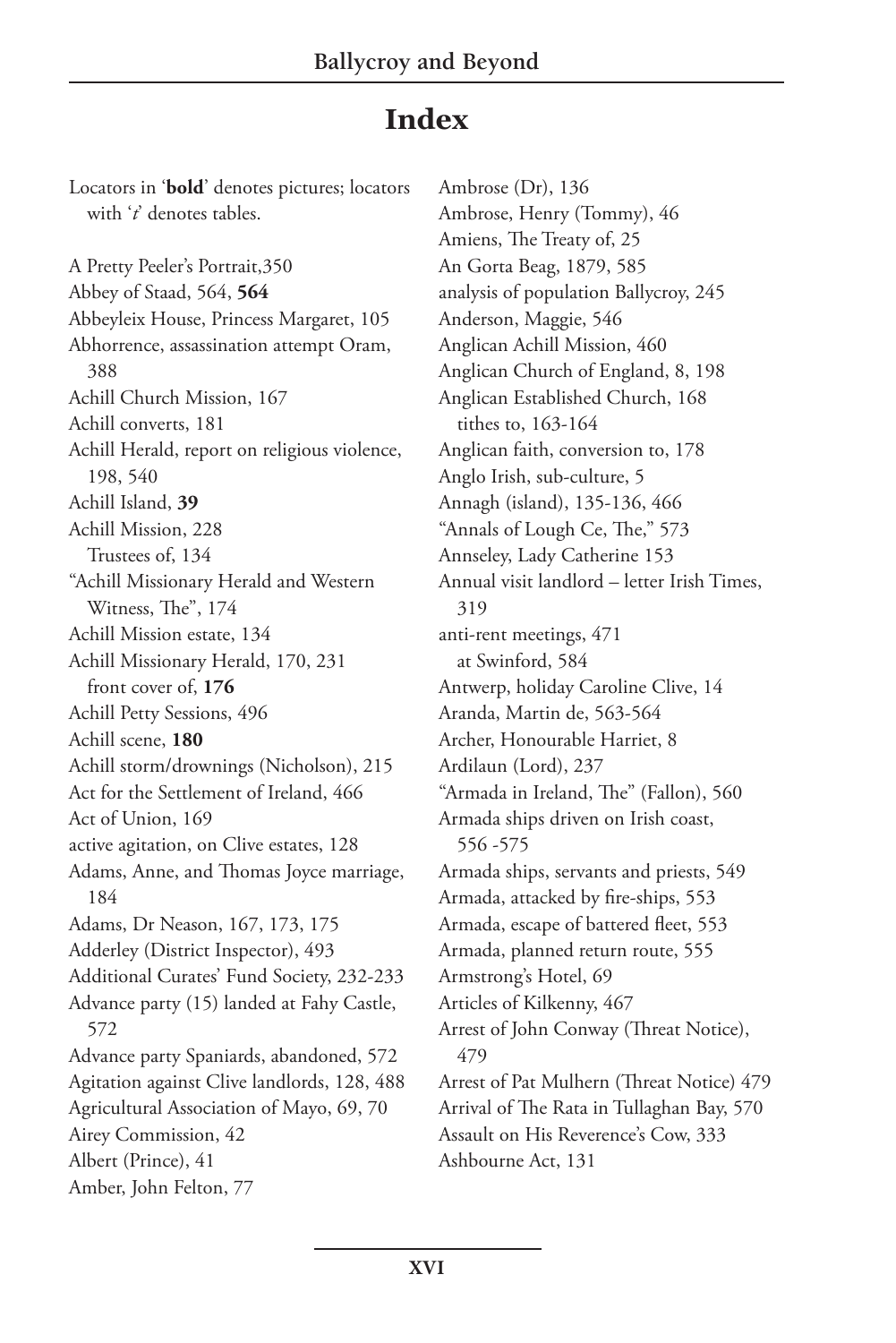# Index

Locators in '**bold**' denotes pictures; locators with '*t*' denotes tables.

A Pretty Peeler's Portrait,350
Abbey of Staad, 564, **564**
Abbeyleix House, Princess Margaret, 105
Abhorrence, assassination attempt Oram, 388
Achill Church Mission, 167
Achill converts, 181
Achill Herald, report on religious violence, 198, 540
Achill Island, **39**
Achill Mission, 228
  Trustees of, 134
"Achill Missionary Herald and Western Witness, The", 174
Achill Mission estate, 134
Achill Missionary Herald, 170, 231
  front cover of, **176**
Achill Petty Sessions, 496
Achill scene, **180**
Achill storm/drownings (Nicholson), 215
Act for the Settlement of Ireland, 466
Act of Union, 169
active agitation, on Clive estates, 128
Adams, Anne, and Thomas Joyce marriage, 184
Adams, Dr Neason, 167, 173, 175
Adderley (District Inspector), 493
Additional Curates' Fund Society, 232-233
Advance party (15) landed at Fahy Castle, 572
Advance party Spaniards, abandoned, 572
Agitation against Clive landlords, 128, 488
Agricultural Association of Mayo, 69, 70
Airey Commission, 42
Albert (Prince), 41
Amber, John Felton, 77
Ambrose (Dr), 136
Ambrose, Henry (Tommy), 46
Amiens, The Treaty of, 25
An Gorta Beag, 1879, 585
analysis of population Ballycroy, 245
Anderson, Maggie, 546
Anglican Achill Mission, 460
Anglican Church of England, 8, 198
Anglican Established Church, 168
  tithes to, 163-164
Anglican faith, conversion to, 178
Anglo Irish, sub-culture, 5
Annagh (island), 135-136, 466
"Annals of Lough Ce, The," 573
Annseley, Lady Catherine 153
Annual visit landlord – letter Irish Times, 319
anti-rent meetings, 471
  at Swinford, 584
Antwerp, holiday Caroline Clive, 14
Aranda, Martin de, 563-564
Archer, Honourable Harriet, 8
Ardilaun (Lord), 237
"Armada in Ireland, The" (Fallon), 560
Armada ships driven on Irish coast, 556 -575
Armada ships, servants and priests, 549
Armada, attacked by fire-ships, 553
Armada, escape of battered fleet, 553
Armada, planned return route, 555
Armstrong's Hotel, 69
Articles of Kilkenny, 467
Arrest of John Conway (Threat Notice), 479
Arrest of Pat Mulhern (Threat Notice) 479
Arrival of The Rata in Tullaghan Bay, 570
Assault on His Reverence's Cow, 333
Ashbourne Act, 131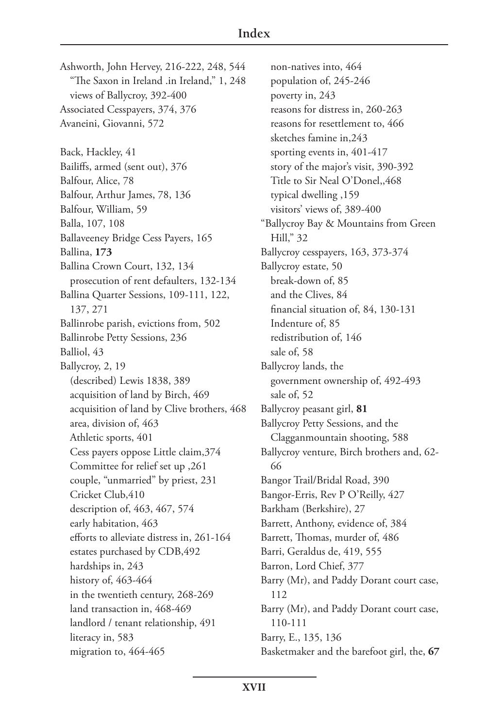# Index

Ashworth, John Hervey, 216-222, 248, 544
  "The Saxon in Ireland .in Ireland," 1, 248
  views of Ballycroy, 392-400
Associated Cesspayers, 374, 376
Avaneini, Giovanni, 572

Back, Hackley, 41
Bailiffs, armed (sent out), 376
Balfour, Alice, 78
Balfour, Arthur James, 78, 136
Balfour, William, 59
Balla, 107, 108
Ballaveeney Bridge Cess Payers, 165
Ballina, **173**
Ballina Crown Court, 132, 134
  prosecution of rent defaulters, 132-134
Ballina Quarter Sessions, 109-111, 122, 137, 271
Ballinrobe parish, evictions from, 502
Ballinrobe Petty Sessions, 236
Balliol, 43
Ballycroy, 2, 19
  (described) Lewis 1838, 389
  acquisition of land by Birch, 469
  acquisition of land by Clive brothers, 468
  area, division of, 463
  Athletic sports, 401
  Cess payers oppose Little claim,374
  Committee for relief set up ,261
  couple, "unmarried" by priest, 231
  Cricket Club,410
  description of, 463, 467, 574
  early habitation, 463
  efforts to alleviate distress in, 261-164
  estates purchased by CDB,492
  hardships in, 243
  history of, 463-464
  in the twentieth century, 268-269
  land transaction in, 468-469
  landlord / tenant relationship, 491
  literacy in, 583
  migration to, 464-465
  non-natives into, 464
  population of, 245-246
  poverty in, 243
  reasons for distress in, 260-263
  reasons for resettlement to, 466
  sketches famine in,243
  sporting events in, 401-417
  story of the major's visit, 390-392
  Title to Sir Neal O'Donel,,468
  typical dwelling ,159
  visitors' views of, 389-400
"Ballycroy Bay & Mountains from Green Hill," 32
Ballycroy cesspayers, 163, 373-374
Ballycroy estate, 50
  break-down of, 85
  and the Clives, 84
  financial situation of, 84, 130-131
  Indenture of, 85
  redistribution of, 146
  sale of, 58
Ballycroy lands, the
  government ownership of, 492-493
  sale of, 52
Ballycroy peasant girl, **81**
Ballycroy Petty Sessions, and the Clagganmountain shooting, 588
Ballycroy venture, Birch brothers and, 62-66
Bangor Trail/Bridal Road, 390
Bangor-Erris, Rev P O'Reilly, 427
Barkham (Berkshire), 27
Barrett, Anthony, evidence of, 384
Barrett, Thomas, murder of, 486
Barri, Geraldus de, 419, 555
Barron, Lord Chief, 377
Barry (Mr), and Paddy Dorant court case, 112
Barry (Mr), and Paddy Dorant court case, 110-111
Barry, E., 135, 136
Basketmaker and the barefoot girl, the, **67**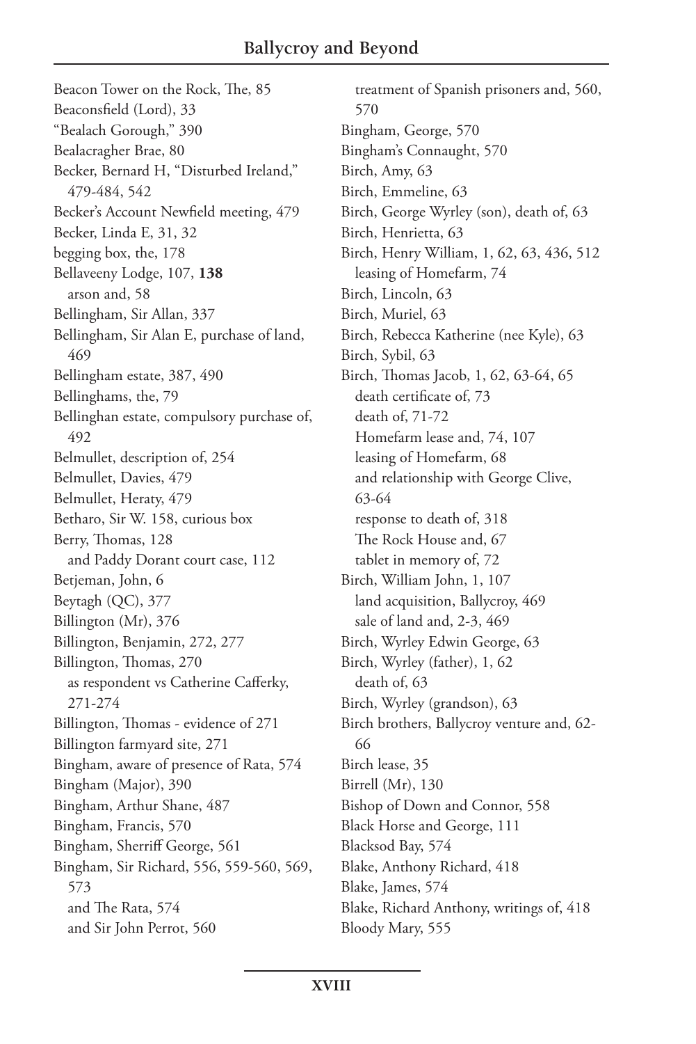Beacon Tower on the Rock, The, 85
Beaconsfield (Lord), 33
"Bealach Gorough," 390
Bealacragher Brae, 80
Becker, Bernard H, "Disturbed Ireland," 479-484, 542
Becker's Account Newfield meeting, 479
Becker, Linda E, 31, 32
begging box, the, 178
Bellaveeny Lodge, 107, **138**
  arson and, 58
Bellingham, Sir Allan, 337
Bellingham, Sir Alan E, purchase of land, 469
Bellingham estate, 387, 490
Bellinghams, the, 79
Bellinghan estate, compulsory purchase of, 492
Belmullet, description of, 254
Belmullet, Davies, 479
Belmullet, Heraty, 479
Betharo, Sir W. 158, curious box
Berry, Thomas, 128
  and Paddy Dorant court case, 112
Betjeman, John, 6
Beytagh (QC), 377
Billington (Mr), 376
Billington, Benjamin, 272, 277
Billington, Thomas, 270
  as respondent vs Catherine Cafferky, 271-274
Billington, Thomas - evidence of 271
Billington farmyard site, 271
Bingham, aware of presence of Rata, 574
Bingham (Major), 390
Bingham, Arthur Shane, 487
Bingham, Francis, 570
Bingham, Sherriff George, 561
Bingham, Sir Richard, 556, 559-560, 569, 573
  and The Rata, 574
  and Sir John Perrot, 560
  treatment of Spanish prisoners and, 560, 570
Bingham, George, 570
Bingham's Connaught, 570
Birch, Amy, 63
Birch, Emmeline, 63
Birch, George Wyrley (son), death of, 63
Birch, Henrietta, 63
Birch, Henry William, 1, 62, 63, 436, 512
  leasing of Homefarm, 74
Birch, Lincoln, 63
Birch, Muriel, 63
Birch, Rebecca Katherine (nee Kyle), 63
Birch, Sybil, 63
Birch, Thomas Jacob, 1, 62, 63-64, 65
  death certificate of, 73
  death of, 71-72
  Homefarm lease and, 74, 107
  leasing of Homefarm, 68
  and relationship with George Clive, 63-64
  response to death of, 318
  The Rock House and, 67
  tablet in memory of, 72
Birch, William John, 1, 107
  land acquisition, Ballycroy, 469
  sale of land and, 2-3, 469
Birch, Wyrley Edwin George, 63
Birch, Wyrley (father), 1, 62
  death of, 63
Birch, Wyrley (grandson), 63
Birch brothers, Ballycroy venture and, 62-66
Birch lease, 35
Birrell (Mr), 130
Bishop of Down and Connor, 558
Black Horse and George, 111
Blacksod Bay, 574
Blake, Anthony Richard, 418
Blake, James, 574
Blake, Richard Anthony, writings of, 418
Bloody Mary, 555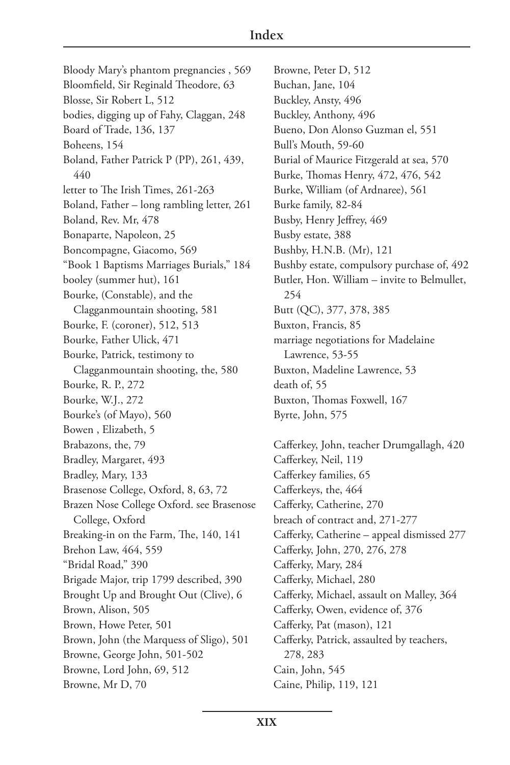# Index

Bloody Mary's phantom pregnancies , 569
Bloomfield, Sir Reginald Theodore, 63
Blosse, Sir Robert L, 512
bodies, digging up of Fahy, Claggan, 248
Board of Trade, 136, 137
Boheens, 154
Boland, Father Patrick P (PP), 261, 439, 440
letter to The Irish Times, 261-263
Boland, Father – long rambling letter, 261
Boland, Rev. Mr, 478
Bonaparte, Napoleon, 25
Boncompagne, Giacomo, 569
"Book 1 Baptisms Marriages Burials," 184
booley (summer hut), 161
Bourke, (Constable), and the Clagganmountain shooting, 581
Bourke, F. (coroner), 512, 513
Bourke, Father Ulick, 471
Bourke, Patrick, testimony to Clagganmountain shooting, the, 580
Bourke, R. P., 272
Bourke, W.J., 272
Bourke's (of Mayo), 560
Bowen , Elizabeth, 5
Brabazons, the, 79
Bradley, Margaret, 493
Bradley, Mary, 133
Brasenose College, Oxford, 8, 63, 72
Brazen Nose College Oxford. see Brasenose College, Oxford
Breaking-in on the Farm, The, 140, 141
Brehon Law, 464, 559
"Bridal Road," 390
Brigade Major, trip 1799 described, 390
Brought Up and Brought Out (Clive), 6
Brown, Alison, 505
Brown, Howe Peter, 501
Brown, John (the Marquess of Sligo), 501
Browne, George John, 501-502
Browne, Lord John, 69, 512
Browne, Mr D, 70
Browne, Peter D, 512
Buchan, Jane, 104
Buckley, Ansty, 496
Buckley, Anthony, 496
Bueno, Don Alonso Guzman el, 551
Bull's Mouth, 59-60
Burial of Maurice Fitzgerald at sea, 570
Burke, Thomas Henry, 472, 476, 542
Burke, William (of Ardnaree), 561
Burke family, 82-84
Busby, Henry Jeffrey, 469
Busby estate, 388
Bushby, H.N.B. (Mr), 121
Bushby estate, compulsory purchase of, 492
Butler, Hon. William – invite to Belmullet, 254
Butt (QC), 377, 378, 385
Buxton, Francis, 85
marriage negotiations for Madelaine Lawrence, 53-55
Buxton, Madeline Lawrence, 53
death of, 55
Buxton, Thomas Foxwell, 167
Byrte, John, 575

Cafferkey, John, teacher Drumgallagh, 420
Cafferkey, Neil, 119
Cafferkey families, 65
Cafferkeys, the, 464
Cafferky, Catherine, 270
breach of contract and, 271-277
Cafferky, Catherine – appeal dismissed 277
Cafferky, John, 270, 276, 278
Cafferky, Mary, 284
Cafferky, Michael, 280
Cafferky, Michael, assault on Malley, 364
Cafferky, Owen, evidence of, 376
Cafferky, Pat (mason), 121
Cafferky, Patrick, assaulted by teachers, 278, 283
Cain, John, 545
Caine, Philip, 119, 121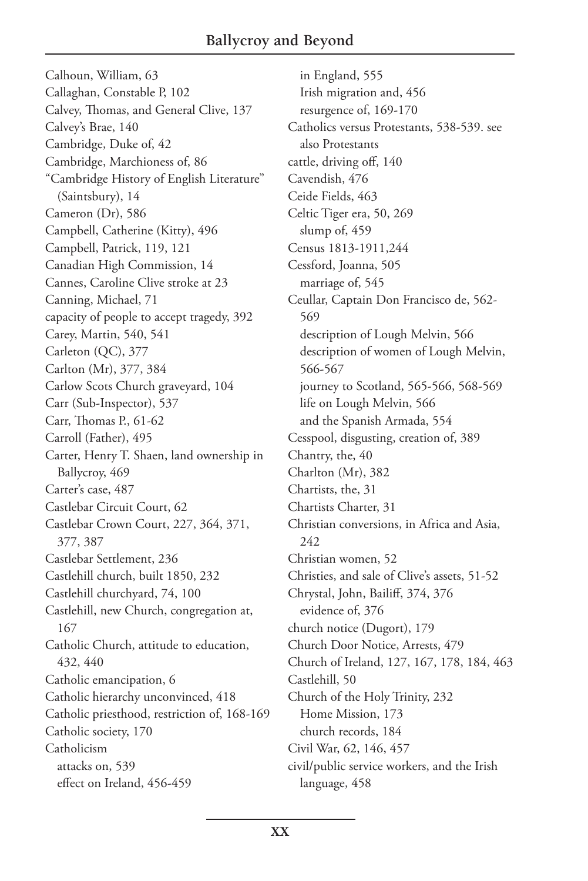Calhoun, William, 63
Callaghan, Constable P, 102
Calvey, Thomas, and General Clive, 137
Calvey's Brae, 140
Cambridge, Duke of, 42
Cambridge, Marchioness of, 86
"Cambridge History of English Literature" (Saintsbury), 14
Cameron (Dr), 586
Campbell, Catherine (Kitty), 496
Campbell, Patrick, 119, 121
Canadian High Commission, 14
Cannes, Caroline Clive stroke at 23
Canning, Michael, 71
capacity of people to accept tragedy, 392
Carey, Martin, 540, 541
Carleton (QC), 377
Carlton (Mr), 377, 384
Carlow Scots Church graveyard, 104
Carr (Sub-Inspector), 537
Carr, Thomas P., 61-62
Carroll (Father), 495
Carter, Henry T. Shaen, land ownership in Ballycroy, 469
Carter's case, 487
Castlebar Circuit Court, 62
Castlebar Crown Court, 227, 364, 371, 377, 387
Castlebar Settlement, 236
Castlehill church, built 1850, 232
Castlehill churchyard, 74, 100
Castlehill, new Church, congregation at, 167
Catholic Church, attitude to education, 432, 440
Catholic emancipation, 6
Catholic hierarchy unconvinced, 418
Catholic priesthood, restriction of, 168-169
Catholic society, 170
Catholicism
  attacks on, 539
  effect on Ireland, 456-459
  in England, 555
  Irish migration and, 456
  resurgence of, 169-170
Catholics versus Protestants, 538-539. see also Protestants
cattle, driving off, 140
Cavendish, 476
Ceide Fields, 463
Celtic Tiger era, 50, 269
  slump of, 459
Census 1813-1911,244
Cessford, Joanna, 505
  marriage of, 545
Ceullar, Captain Don Francisco de, 562-569
  description of Lough Melvin, 566
  description of women of Lough Melvin, 566-567
  journey to Scotland, 565-566, 568-569
  life on Lough Melvin, 566
  and the Spanish Armada, 554
Cesspool, disgusting, creation of, 389
Chantry, the, 40
Charlton (Mr), 382
Chartists, the, 31
Chartists Charter, 31
Christian conversions, in Africa and Asia, 242
Christian women, 52
Christies, and sale of Clive's assets, 51-52
Chrystal, John, Bailiff, 374, 376
  evidence of, 376
church notice (Dugort), 179
Church Door Notice, Arrests, 479
Church of Ireland, 127, 167, 178, 184, 463
Castlehill, 50
Church of the Holy Trinity, 232
  Home Mission, 173
  church records, 184
Civil War, 62, 146, 457
civil/public service workers, and the Irish language, 458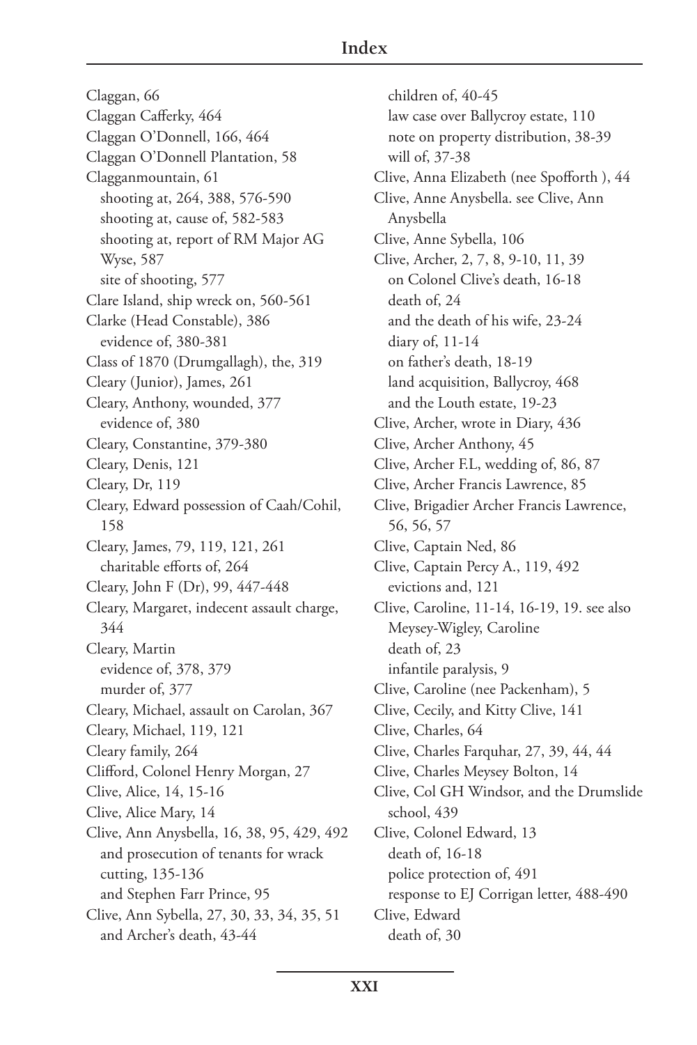# Index

Claggan, 66
Claggan Cafferky, 464
Claggan O'Donnell, 166, 464
Claggan O'Donnell Plantation, 58
Clagganmountain, 61
  shooting at, 264, 388, 576-590
  shooting at, cause of, 582-583
  shooting at, report of RM Major AG Wyse, 587
  site of shooting, 577
Clare Island, ship wreck on, 560-561
Clarke (Head Constable), 386
  evidence of, 380-381
Class of 1870 (Drumgallagh), the, 319
Cleary (Junior), James, 261
Cleary, Anthony, wounded, 377
  evidence of, 380
Cleary, Constantine, 379-380
Cleary, Denis, 121
Cleary, Dr, 119
Cleary, Edward possession of Caah/Cohil, 158
Cleary, James, 79, 119, 121, 261
  charitable efforts of, 264
Cleary, John F (Dr), 99, 447-448
Cleary, Margaret, indecent assault charge, 344
Cleary, Martin
  evidence of, 378, 379
  murder of, 377
Cleary, Michael, assault on Carolan, 367
Cleary, Michael, 119, 121
Cleary family, 264
Clifford, Colonel Henry Morgan, 27
Clive, Alice, 14, 15-16
Clive, Alice Mary, 14
Clive, Ann Anysbella, 16, 38, 95, 429, 492
  and prosecution of tenants for wrack cutting, 135-136
  and Stephen Farr Prince, 95
Clive, Ann Sybella, 27, 30, 33, 34, 35, 51
  and Archer's death, 43-44
  children of, 40-45
  law case over Ballycroy estate, 110
  note on property distribution, 38-39
  will of, 37-38
Clive, Anna Elizabeth (nee Spofforth ), 44
Clive, Anne Anysbella. see Clive, Ann Anysbella
Clive, Anne Sybella, 106
Clive, Archer, 2, 7, 8, 9-10, 11, 39
  on Colonel Clive's death, 16-18
  death of, 24
  and the death of his wife, 23-24
  diary of, 11-14
  on father's death, 18-19
  land acquisition, Ballycroy, 468
  and the Louth estate, 19-23
Clive, Archer, wrote in Diary, 436
Clive, Archer Anthony, 45
Clive, Archer F.L, wedding of, 86, 87
Clive, Archer Francis Lawrence, 85
Clive, Brigadier Archer Francis Lawrence, 56, 56, 57
Clive, Captain Ned, 86
Clive, Captain Percy A., 119, 492
  evictions and, 121
Clive, Caroline, 11-14, 16-19, 19. see also Meysey-Wigley, Caroline
  death of, 23
  infantile paralysis, 9
Clive, Caroline (nee Packenham), 5
Clive, Cecily, and Kitty Clive, 141
Clive, Charles, 64
Clive, Charles Farquhar, 27, 39, 44, 44
Clive, Charles Meysey Bolton, 14
Clive, Col GH Windsor, and the Drumslide school, 439
Clive, Colonel Edward, 13
  death of, 16-18
  police protection of, 491
  response to EJ Corrigan letter, 488-490
Clive, Edward
  death of, 30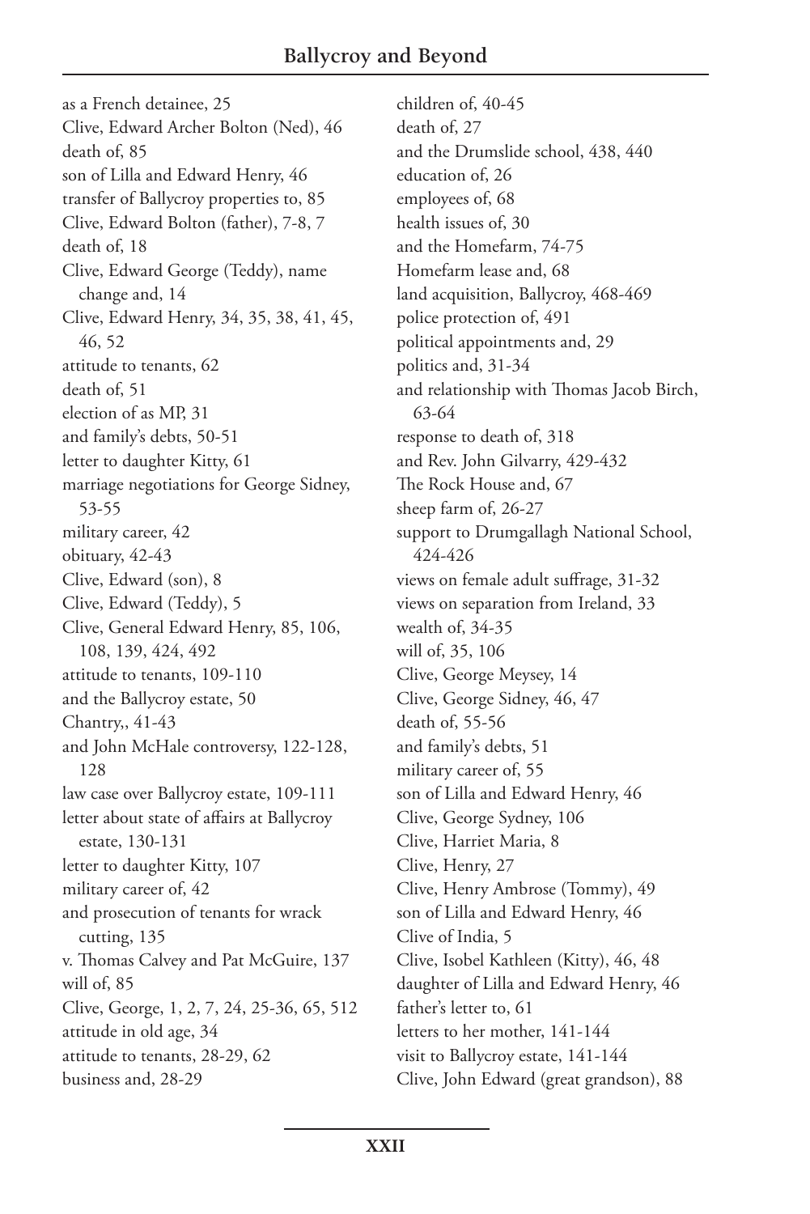as a French detainee, 25
Clive, Edward Archer Bolton (Ned), 46
death of, 85
son of Lilla and Edward Henry, 46
transfer of Ballycroy properties to, 85
Clive, Edward Bolton (father), 7-8, 7
death of, 18
Clive, Edward George (Teddy), name change and, 14
Clive, Edward Henry, 34, 35, 38, 41, 45, 46, 52
attitude to tenants, 62
death of, 51
election of as MP, 31
and family's debts, 50-51
letter to daughter Kitty, 61
marriage negotiations for George Sidney, 53-55
military career, 42
obituary, 42-43
Clive, Edward (son), 8
Clive, Edward (Teddy), 5
Clive, General Edward Henry, 85, 106, 108, 139, 424, 492
attitude to tenants, 109-110
and the Ballycroy estate, 50
Chantry,, 41-43
and John McHale controversy, 122-128, 128
law case over Ballycroy estate, 109-111
letter about state of affairs at Ballycroy estate, 130-131
letter to daughter Kitty, 107
military career of, 42
and prosecution of tenants for wrack cutting, 135
v. Thomas Calvey and Pat McGuire, 137
will of, 85
Clive, George, 1, 2, 7, 24, 25-36, 65, 512
attitude in old age, 34
attitude to tenants, 28-29, 62
business and, 28-29
children of, 40-45
death of, 27
and the Drumslide school, 438, 440
education of, 26
employees of, 68
health issues of, 30
and the Homefarm, 74-75
Homefarm lease and, 68
land acquisition, Ballycroy, 468-469
police protection of, 491
political appointments and, 29
politics and, 31-34
and relationship with Thomas Jacob Birch, 63-64
response to death of, 318
and Rev. John Gilvarry, 429-432
The Rock House and, 67
sheep farm of, 26-27
support to Drumgallagh National School, 424-426
views on female adult suffrage, 31-32
views on separation from Ireland, 33
wealth of, 34-35
will of, 35, 106
Clive, George Meysey, 14
Clive, George Sidney, 46, 47
death of, 55-56
and family's debts, 51
military career of, 55
son of Lilla and Edward Henry, 46
Clive, George Sydney, 106
Clive, Harriet Maria, 8
Clive, Henry, 27
Clive, Henry Ambrose (Tommy), 49
son of Lilla and Edward Henry, 46
Clive of India, 5
Clive, Isobel Kathleen (Kitty), 46, 48
daughter of Lilla and Edward Henry, 46
father's letter to, 61
letters to her mother, 141-144
visit to Ballycroy estate, 141-144
Clive, John Edward (great grandson), 88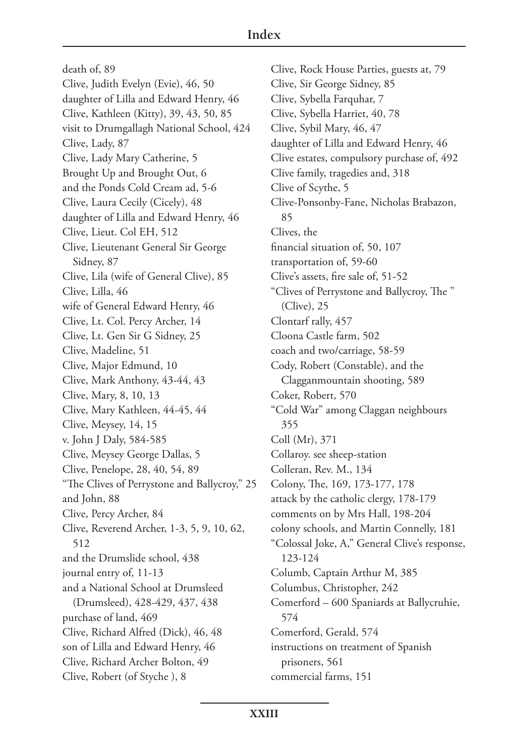death of, 89
Clive, Judith Evelyn (Evie), 46, 50
daughter of Lilla and Edward Henry, 46
Clive, Kathleen (Kitty), 39, 43, 50, 85
visit to Drumgallagh National School, 424
Clive, Lady, 87
Clive, Lady Mary Catherine, 5
Brought Up and Brought Out, 6
and the Ponds Cold Cream ad, 5-6
Clive, Laura Cecily (Cicely), 48
daughter of Lilla and Edward Henry, 46
Clive, Lieut. Col EH, 512
Clive, Lieutenant General Sir George Sidney, 87
Clive, Lila (wife of General Clive), 85
Clive, Lilla, 46
wife of General Edward Henry, 46
Clive, Lt. Col. Percy Archer, 14
Clive, Lt. Gen Sir G Sidney, 25
Clive, Madeline, 51
Clive, Major Edmund, 10
Clive, Mark Anthony, 43-44, 43
Clive, Mary, 8, 10, 13
Clive, Mary Kathleen, 44-45, 44
Clive, Meysey, 14, 15
v. John J Daly, 584-585
Clive, Meysey George Dallas, 5
Clive, Penelope, 28, 40, 54, 89
"The Clives of Perrystone and Ballycroy," 25
and John, 88
Clive, Percy Archer, 84
Clive, Reverend Archer, 1-3, 5, 9, 10, 62, 512
and the Drumslide school, 438
journal entry of, 11-13
and a National School at Drumsleed (Drumsleed), 428-429, 437, 438
purchase of land, 469
Clive, Richard Alfred (Dick), 46, 48
son of Lilla and Edward Henry, 46
Clive, Richard Archer Bolton, 49
Clive, Robert (of Styche ), 8
Clive, Rock House Parties, guests at, 79
Clive, Sir George Sidney, 85
Clive, Sybella Farquhar, 7
Clive, Sybella Harriet, 40, 78
Clive, Sybil Mary, 46, 47
daughter of Lilla and Edward Henry, 46
Clive estates, compulsory purchase of, 492
Clive family, tragedies and, 318
Clive of Scythe, 5
Clive-Ponsonby-Fane, Nicholas Brabazon, 85
Clives, the
financial situation of, 50, 107
transportation of, 59-60
Clive's assets, fire sale of, 51-52
"Clives of Perrystone and Ballycroy, The " (Clive), 25
Clontarf rally, 457
Cloona Castle farm, 502
coach and two/carriage, 58-59
Cody, Robert (Constable), and the Clagganmountain shooting, 589
Coker, Robert, 570
"Cold War" among Claggan neighbours 355
Coll (Mr), 371
Collaroy. see sheep-station
Colleran, Rev. M., 134
Colony, The, 169, 173-177, 178
attack by the catholic clergy, 178-179
comments on by Mrs Hall, 198-204
colony schools, and Martin Connelly, 181
"Colossal Joke, A," General Clive's response, 123-124
Columb, Captain Arthur M, 385
Columbus, Christopher, 242
Comerford – 600 Spaniards at Ballycruhie, 574
Comerford, Gerald, 574
instructions on treatment of Spanish prisoners, 561
commercial farms, 151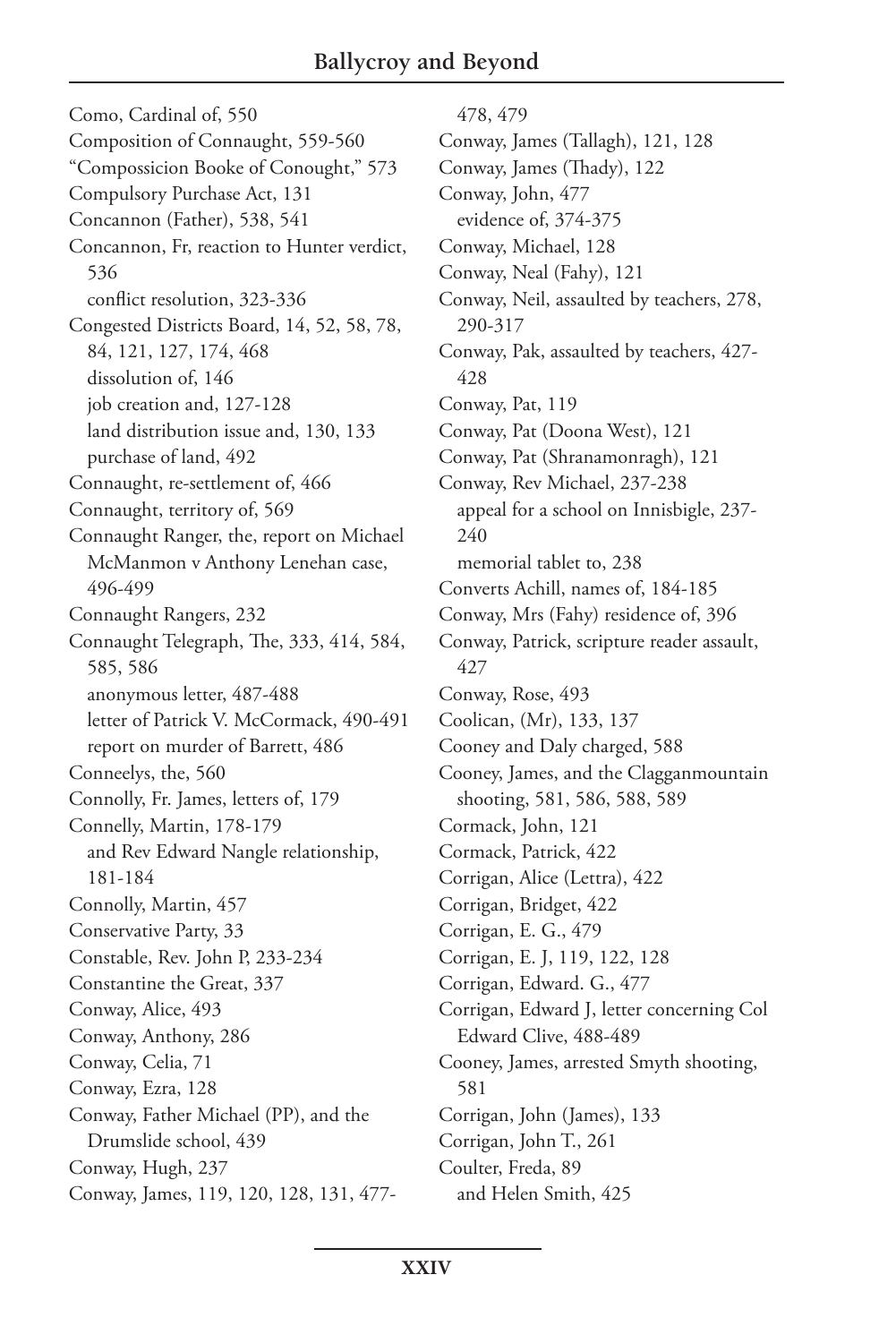Como, Cardinal of, 550
Composition of Connaught, 559-560
"Compossicion Booke of Conought," 573
Compulsory Purchase Act, 131
Concannon (Father), 538, 541
Concannon, Fr, reaction to Hunter verdict, 536
  conflict resolution, 323-336
Congested Districts Board, 14, 52, 58, 78, 84, 121, 127, 174, 468
  dissolution of, 146
  job creation and, 127-128
  land distribution issue and, 130, 133
  purchase of land, 492
Connaught, re-settlement of, 466
Connaught, territory of, 569
Connaught Ranger, the, report on Michael McManmon v Anthony Lenehan case, 496-499
Connaught Rangers, 232
Connaught Telegraph, The, 333, 414, 584, 585, 586
  anonymous letter, 487-488
  letter of Patrick V. McCormack, 490-491
  report on murder of Barrett, 486
Conneelys, the, 560
Connolly, Fr. James, letters of, 179
Connelly, Martin, 178-179
  and Rev Edward Nangle relationship, 181-184
Connolly, Martin, 457
Conservative Party, 33
Constable, Rev. John P, 233-234
Constantine the Great, 337
Conway, Alice, 493
Conway, Anthony, 286
Conway, Celia, 71
Conway, Ezra, 128
Conway, Father Michael (PP), and the Drumslide school, 439
Conway, Hugh, 237
Conway, James, 119, 120, 128, 131, 477-478, 479
Conway, James (Tallagh), 121, 128
Conway, James (Thady), 122
Conway, John, 477
  evidence of, 374-375
Conway, Michael, 128
Conway, Neal (Fahy), 121
Conway, Neil, assaulted by teachers, 278, 290-317
Conway, Pak, assaulted by teachers, 427-428
Conway, Pat, 119
Conway, Pat (Doona West), 121
Conway, Pat (Shranamonragh), 121
Conway, Rev Michael, 237-238
  appeal for a school on Innisbigle, 237-240
  memorial tablet to, 238
Converts Achill, names of, 184-185
Conway, Mrs (Fahy) residence of, 396
Conway, Patrick, scripture reader assault, 427
Conway, Rose, 493
Coolican, (Mr), 133, 137
Cooney and Daly charged, 588
Cooney, James, and the Clagganmountain shooting, 581, 586, 588, 589
Cormack, John, 121
Cormack, Patrick, 422
Corrigan, Alice (Lettra), 422
Corrigan, Bridget, 422
Corrigan, E. G., 479
Corrigan, E. J, 119, 122, 128
Corrigan, Edward. G., 477
Corrigan, Edward J, letter concerning Col Edward Clive, 488-489
Cooney, James, arrested Smyth shooting, 581
Corrigan, John (James), 133
Corrigan, John T., 261
Coulter, Freda, 89
  and Helen Smith, 425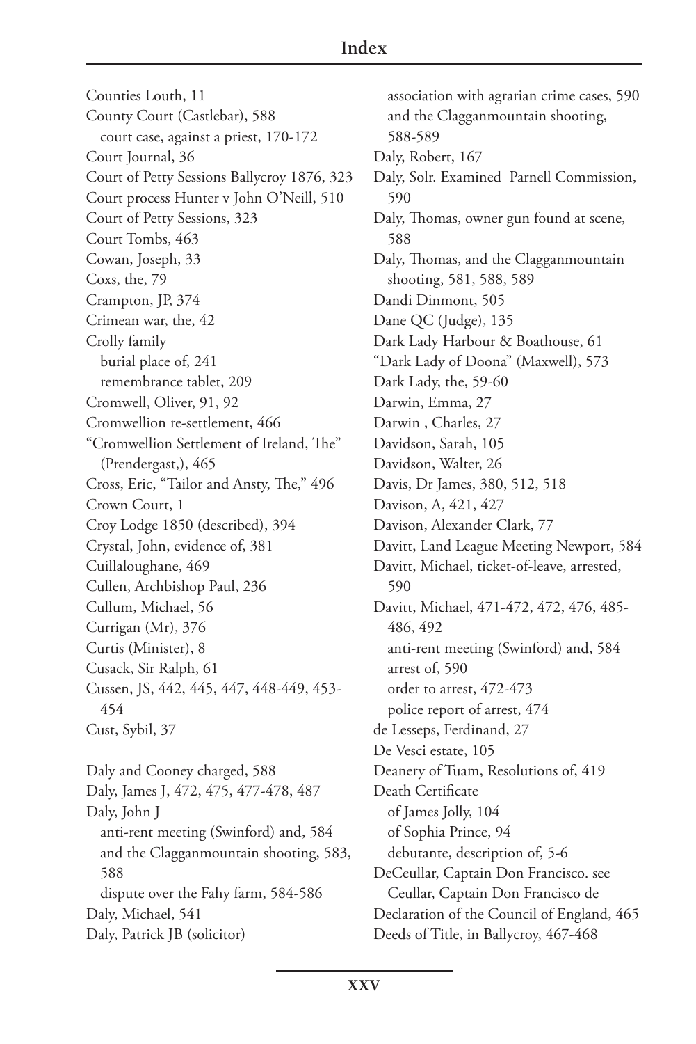Counties Louth, 11
County Court (Castlebar), 588
  court case, against a priest, 170-172
Court Journal, 36
Court of Petty Sessions Ballycroy 1876, 323
Court process Hunter v John O'Neill, 510
Court of Petty Sessions, 323
Court Tombs, 463
Cowan, Joseph, 33
Coxs, the, 79
Crampton, JP, 374
Crimean war, the, 42
Crolly family
  burial place of, 241
  remembrance tablet, 209
Cromwell, Oliver, 91, 92
Cromwellion re-settlement, 466
"Cromwellion Settlement of Ireland, The" (Prendergast,), 465
Cross, Eric, "Tailor and Ansty, The," 496
Crown Court, 1
Croy Lodge 1850 (described), 394
Crystal, John, evidence of, 381
Cuillaloughane, 469
Cullen, Archbishop Paul, 236
Cullum, Michael, 56
Currigan (Mr), 376
Curtis (Minister), 8
Cusack, Sir Ralph, 61
Cussen, JS, 442, 445, 447, 448-449, 453-454
Cust, Sybil, 37

Daly and Cooney charged, 588
Daly, James J, 472, 475, 477-478, 487
Daly, John J
  anti-rent meeting (Swinford) and, 584
  and the Clagganmountain shooting, 583, 588
  dispute over the Fahy farm, 584-586
Daly, Michael, 541
Daly, Patrick JB (solicitor)
  association with agrarian crime cases, 590
  and the Clagganmountain shooting, 588-589
Daly, Robert, 167
Daly, Solr. Examined Parnell Commission, 590
Daly, Thomas, owner gun found at scene, 588
Daly, Thomas, and the Clagganmountain shooting, 581, 588, 589
Dandi Dinmont, 505
Dane QC (Judge), 135
Dark Lady Harbour & Boathouse, 61
"Dark Lady of Doona" (Maxwell), 573
Dark Lady, the, 59-60
Darwin, Emma, 27
Darwin , Charles, 27
Davidson, Sarah, 105
Davidson, Walter, 26
Davis, Dr James, 380, 512, 518
Davison, A, 421, 427
Davison, Alexander Clark, 77
Davitt, Land League Meeting Newport, 584
Davitt, Michael, ticket-of-leave, arrested, 590
Davitt, Michael, 471-472, 472, 476, 485-486, 492
  anti-rent meeting (Swinford) and, 584
  arrest of, 590
  order to arrest, 472-473
  police report of arrest, 474
de Lesseps, Ferdinand, 27
De Vesci estate, 105
Deanery of Tuam, Resolutions of, 419
Death Certificate
  of James Jolly, 104
  of Sophia Prince, 94
  debutante, description of, 5-6
DeCeullar, Captain Don Francisco. see Ceullar, Captain Don Francisco de
Declaration of the Council of England, 465
Deeds of Title, in Ballycroy, 467-468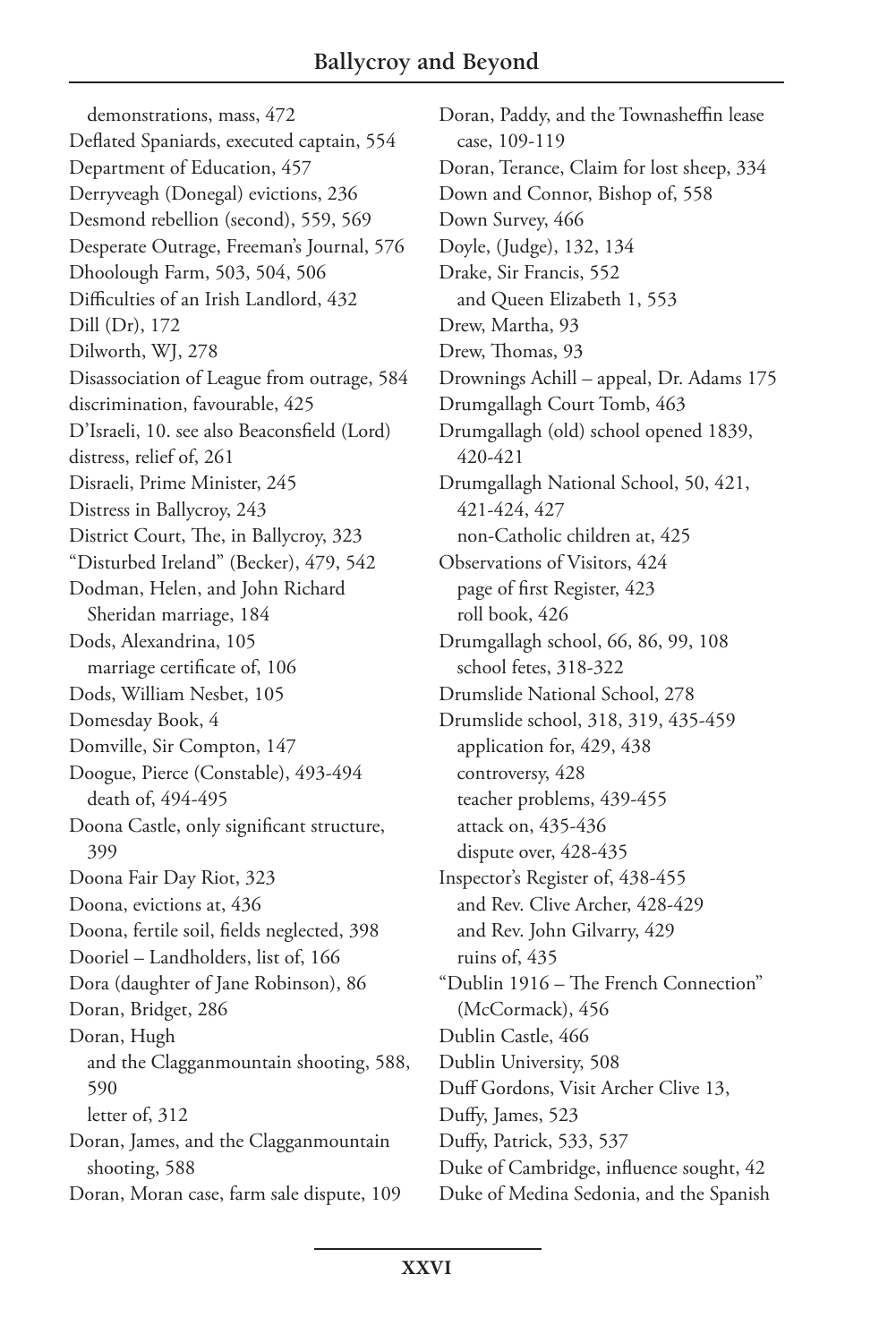demonstrations, mass, 472
Deflated Spaniards, executed captain, 554
Department of Education, 457
Derryveagh (Donegal) evictions, 236
Desmond rebellion (second), 559, 569
Desperate Outrage, Freeman's Journal, 576
Dhoolough Farm, 503, 504, 506
Difficulties of an Irish Landlord, 432
Dill (Dr), 172
Dilworth, WJ, 278
Disassociation of League from outrage, 584
discrimination, favourable, 425
D'Israeli, 10. see also Beaconsfield (Lord)
distress, relief of, 261
Disraeli, Prime Minister, 245
Distress in Ballycroy, 243
District Court, The, in Ballycroy, 323
"Disturbed Ireland" (Becker), 479, 542
Dodman, Helen, and John Richard Sheridan marriage, 184
Dods, Alexandrina, 105
  marriage certificate of, 106
Dods, William Nesbet, 105
Domesday Book, 4
Domville, Sir Compton, 147
Doogue, Pierce (Constable), 493-494
  death of, 494-495
Doona Castle, only significant structure, 399
Doona Fair Day Riot, 323
Doona, evictions at, 436
Doona, fertile soil, fields neglected, 398
Dooriel – Landholders, list of, 166
Dora (daughter of Jane Robinson), 86
Doran, Bridget, 286
Doran, Hugh
  and the Clagganmountain shooting, 588, 590
  letter of, 312
Doran, James, and the Clagganmountain shooting, 588
Doran, Moran case, farm sale dispute, 109
Doran, Paddy, and the Townasheffin lease case, 109-119
Doran, Terance, Claim for lost sheep, 334
Down and Connor, Bishop of, 558
Down Survey, 466
Doyle, (Judge), 132, 134
Drake, Sir Francis, 552
  and Queen Elizabeth 1, 553
Drew, Martha, 93
Drew, Thomas, 93
Drownings Achill – appeal, Dr. Adams 175
Drumgallagh Court Tomb, 463
Drumgallagh (old) school opened 1839, 420-421
Drumgallagh National School, 50, 421, 421-424, 427
  non-Catholic children at, 425
Observations of Visitors, 424
  page of first Register, 423
  roll book, 426
Drumgallagh school, 66, 86, 99, 108
  school fetes, 318-322
Drumslide National School, 278
Drumslide school, 318, 319, 435-459
  application for, 429, 438
  controversy, 428
  teacher problems, 439-455
  attack on, 435-436
  dispute over, 428-435
Inspector's Register of, 438-455
  and Rev. Clive Archer, 428-429
  and Rev. John Gilvarry, 429
  ruins of, 435
"Dublin 1916 – The French Connection" (McCormack), 456
Dublin Castle, 466
Dublin University, 508
Duff Gordons, Visit Archer Clive 13,
Duffy, James, 523
Duffy, Patrick, 533, 537
Duke of Cambridge, influence sought, 42
Duke of Medina Sedonia, and the Spanish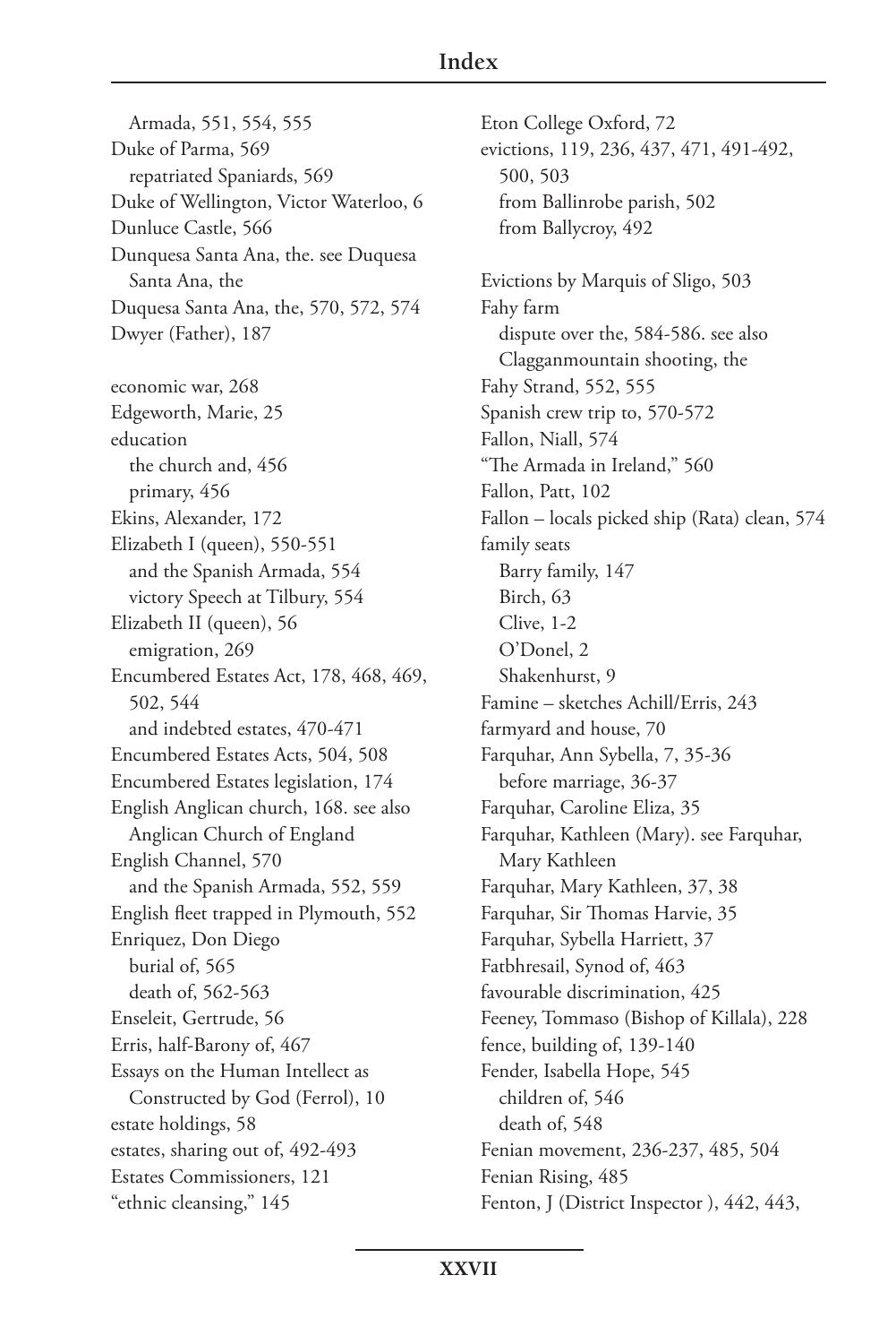Armada, 551, 554, 555
Duke of Parma, 569
  repatriated Spaniards, 569
Duke of Wellington, Victor Waterloo, 6
Dunluce Castle, 566
Dunquesa Santa Ana, the. see Duquesa Santa Ana, the
Duquesa Santa Ana, the, 570, 572, 574
Dwyer (Father), 187

economic war, 268
Edgeworth, Marie, 25
education
  the church and, 456
  primary, 456
Ekins, Alexander, 172
Elizabeth I (queen), 550-551
  and the Spanish Armada, 554
  victory Speech at Tilbury, 554
Elizabeth II (queen), 56
  emigration, 269
Encumbered Estates Act, 178, 468, 469, 502, 544
  and indebted estates, 470-471
Encumbered Estates Acts, 504, 508
Encumbered Estates legislation, 174
English Anglican church, 168. see also Anglican Church of England
English Channel, 570
  and the Spanish Armada, 552, 559
English fleet trapped in Plymouth, 552
Enriquez, Don Diego
  burial of, 565
  death of, 562-563
Enseleit, Gertrude, 56
Erris, half-Barony of, 467
Essays on the Human Intellect as Constructed by God (Ferrol), 10
estate holdings, 58
estates, sharing out of, 492-493
Estates Commissioners, 121
"ethnic cleansing," 145

Eton College Oxford, 72
evictions, 119, 236, 437, 471, 491-492, 500, 503
  from Ballinrobe parish, 502
  from Ballycroy, 492

Evictions by Marquis of Sligo, 503
Fahy farm
  dispute over the, 584-586. see also Clagganmountain shooting, the
Fahy Strand, 552, 555
Spanish crew trip to, 570-572
Fallon, Niall, 574
"The Armada in Ireland," 560
Fallon, Patt, 102
Fallon – locals picked ship (Rata) clean, 574
family seats
  Barry family, 147
  Birch, 63
  Clive, 1-2
  O'Donel, 2
  Shakenhurst, 9
Famine – sketches Achill/Erris, 243
farmyard and house, 70
Farquhar, Ann Sybella, 7, 35-36
  before marriage, 36-37
Farquhar, Caroline Eliza, 35
Farquhar, Kathleen (Mary). see Farquhar, Mary Kathleen
Farquhar, Mary Kathleen, 37, 38
Farquhar, Sir Thomas Harvie, 35
Farquhar, Sybella Harriett, 37
Fatbhresail, Synod of, 463
favourable discrimination, 425
Feeney, Tommaso (Bishop of Killala), 228
fence, building of, 139-140
Fender, Isabella Hope, 545
  children of, 546
  death of, 548
Fenian movement, 236-237, 485, 504
Fenian Rising, 485
Fenton, J (District Inspector ), 442, 443,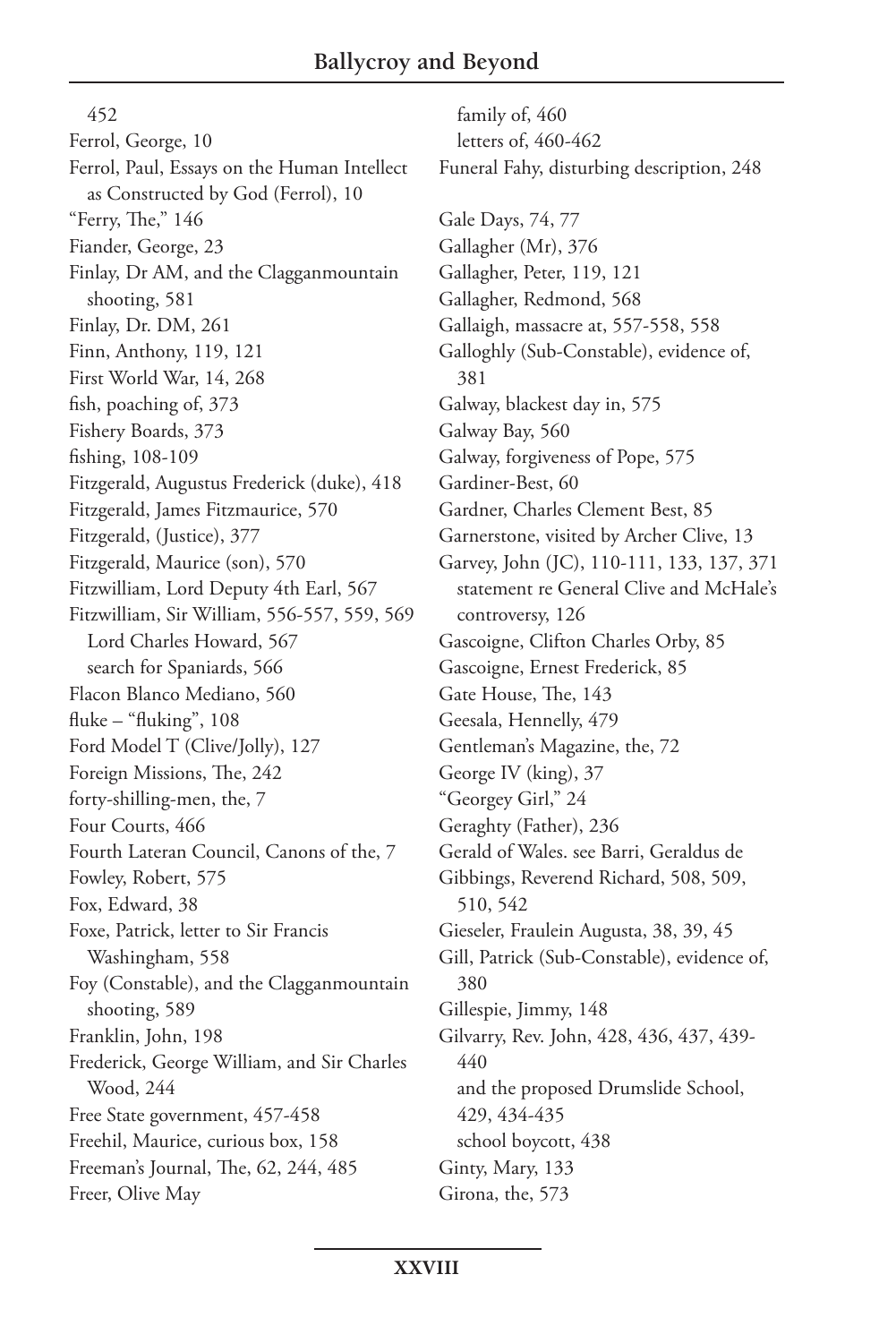452

Ferrol, George, 10

Ferrol, Paul, Essays on the Human Intellect as Constructed by God (Ferrol), 10

"Ferry, The," 146

Fiander, George, 23

Finlay, Dr AM, and the Clagganmountain shooting, 581

Finlay, Dr. DM, 261

Finn, Anthony, 119, 121

First World War, 14, 268

fish, poaching of, 373

Fishery Boards, 373

fishing, 108-109

Fitzgerald, Augustus Frederick (duke), 418

Fitzgerald, James Fitzmaurice, 570

Fitzgerald, (Justice), 377

Fitzgerald, Maurice (son), 570

Fitzwilliam, Lord Deputy 4th Earl, 567

Fitzwilliam, Sir William, 556-557, 559, 569
- Lord Charles Howard, 567
- search for Spaniards, 566

Flacon Blanco Mediano, 560

fluke – "fluking", 108

Ford Model T (Clive/Jolly), 127

Foreign Missions, The, 242

forty-shilling-men, the, 7

Four Courts, 466

Fourth Lateran Council, Canons of the, 7

Fowley, Robert, 575

Fox, Edward, 38

Foxe, Patrick, letter to Sir Francis Washingham, 558

Foy (Constable), and the Clagganmountain shooting, 589

Franklin, John, 198

Frederick, George William, and Sir Charles Wood, 244

Free State government, 457-458

Freehil, Maurice, curious box, 158

Freeman's Journal, The, 62, 244, 485

Freer, Olive May
- family of, 460
- letters of, 460-462

Funeral Fahy, disturbing description, 248

Gale Days, 74, 77

Gallagher (Mr), 376

Gallagher, Peter, 119, 121

Gallagher, Redmond, 568

Gallaigh, massacre at, 557-558, 558

Galloghly (Sub-Constable), evidence of, 381

Galway, blackest day in, 575

Galway Bay, 560

Galway, forgiveness of Pope, 575

Gardiner-Best, 60

Gardner, Charles Clement Best, 85

Garnerstone, visited by Archer Clive, 13

Garvey, John (JC), 110-111, 133, 137, 371
- statement re General Clive and McHale's controversy, 126

Gascoigne, Clifton Charles Orby, 85

Gascoigne, Ernest Frederick, 85

Gate House, The, 143

Geesala, Hennelly, 479

Gentleman's Magazine, the, 72

George IV (king), 37

"Georgey Girl," 24

Geraghty (Father), 236

Gerald of Wales. see Barri, Geraldus de

Gibbings, Reverend Richard, 508, 509, 510, 542

Gieseler, Fraulein Augusta, 38, 39, 45

Gill, Patrick (Sub-Constable), evidence of, 380

Gillespie, Jimmy, 148

Gilvarry, Rev. John, 428, 436, 437, 439-440
- and the proposed Drumslide School, 429, 434-435
- school boycott, 438

Ginty, Mary, 133

Girona, the, 573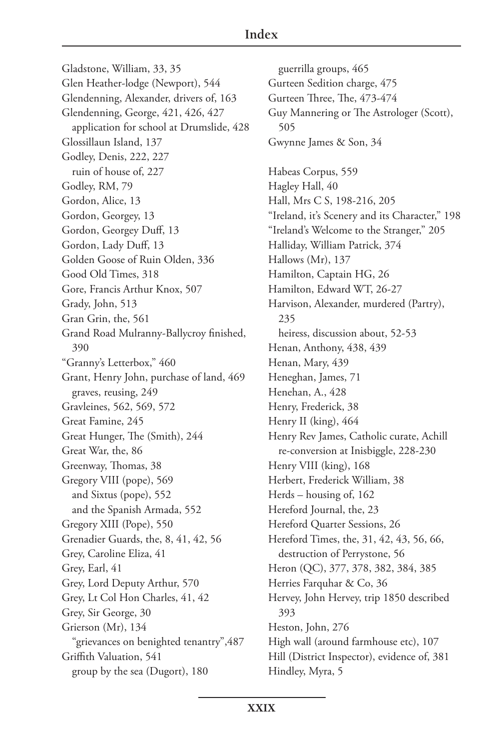## Index

Gladstone, William, 33, 35
Glen Heather-lodge (Newport), 544
Glendenning, Alexander, drivers of, 163
Glendenning, George, 421, 426, 427
  application for school at Drumslide, 428
Glossillaun Island, 137
Godley, Denis, 222, 227
  ruin of house of, 227
Godley, RM, 79
Gordon, Alice, 13
Gordon, Georgey, 13
Gordon, Georgey Duff, 13
Gordon, Lady Duff, 13
Golden Goose of Ruin Olden, 336
Good Old Times, 318
Gore, Francis Arthur Knox, 507
Grady, John, 513
Gran Grin, the, 561
Grand Road Mulranny-Ballycroy finished, 390
"Granny's Letterbox," 460
Grant, Henry John, purchase of land, 469
  graves, reusing, 249
Gravleines, 562, 569, 572
Great Famine, 245
Great Hunger, The (Smith), 244
Great War, the, 86
Greenway, Thomas, 38
Gregory VIII (pope), 569
  and Sixtus (pope), 552
  and the Spanish Armada, 552
Gregory XIII (Pope), 550
Grenadier Guards, the, 8, 41, 42, 56
Grey, Caroline Eliza, 41
Grey, Earl, 41
Grey, Lord Deputy Arthur, 570
Grey, Lt Col Hon Charles, 41, 42
Grey, Sir George, 30
Grierson (Mr), 134
  "grievances on benighted tenantry",487
Griffith Valuation, 541
  group by the sea (Dugort), 180
  guerrilla groups, 465
Gurteen Sedition charge, 475
Gurteen Three, The, 473-474
Guy Mannering or The Astrologer (Scott), 505
Gwynne James & Son, 34

Habeas Corpus, 559
Hagley Hall, 40
Hall, Mrs C S, 198-216, 205
"Ireland, it's Scenery and its Character," 198
"Ireland's Welcome to the Stranger," 205
Halliday, William Patrick, 374
Hallows (Mr), 137
Hamilton, Captain HG, 26
Hamilton, Edward WT, 26-27
Harvison, Alexander, murdered (Partry), 235
  heiress, discussion about, 52-53
Henan, Anthony, 438, 439
Henan, Mary, 439
Heneghan, James, 71
Henehan, A., 428
Henry, Frederick, 38
Henry II (king), 464
Henry Rev James, Catholic curate, Achill
  re-conversion at Inisbiggle, 228-230
Henry VIII (king), 168
Herbert, Frederick William, 38
Herds – housing of, 162
Hereford Journal, the, 23
Hereford Quarter Sessions, 26
Hereford Times, the, 31, 42, 43, 56, 66,
  destruction of Perrystone, 56
Heron (QC), 377, 378, 382, 384, 385
Herries Farquhar & Co, 36
Hervey, John Hervey, trip 1850 described 393
Heston, John, 276
High wall (around farmhouse etc), 107
Hill (District Inspector), evidence of, 381
Hindley, Myra, 5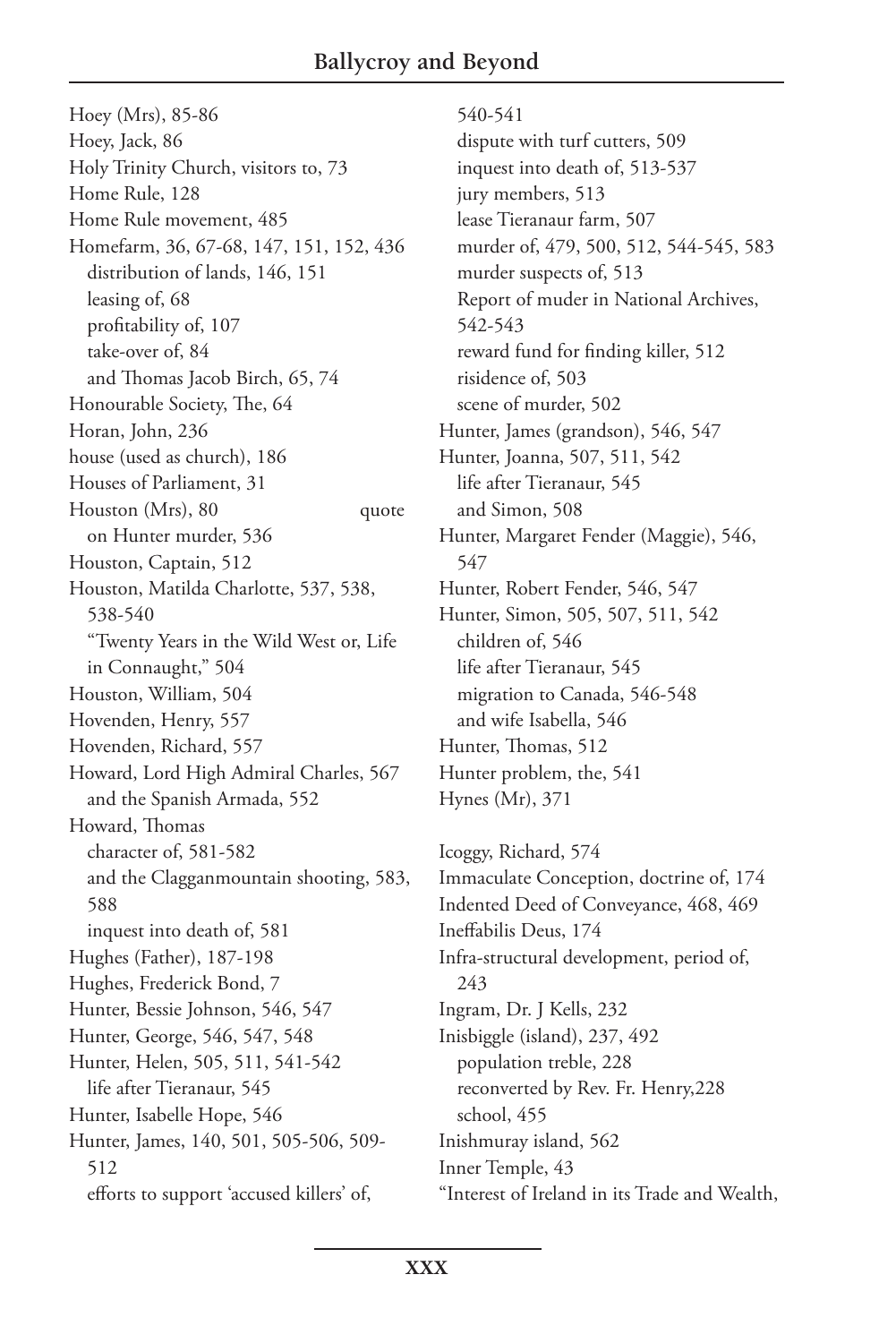Hoey (Mrs), 85-86
Hoey, Jack, 86
Holy Trinity Church, visitors to, 73
Home Rule, 128
Home Rule movement, 485
Homefarm, 36, 67-68, 147, 151, 152, 436
  distribution of lands, 146, 151
  leasing of, 68
  profitability of, 107
  take-over of, 84
  and Thomas Jacob Birch, 65, 74
Honourable Society, The, 64
Horan, John, 236
house (used as church), 186
Houses of Parliament, 31
Houston (Mrs), 80 quote
  on Hunter murder, 536
Houston, Captain, 512
Houston, Matilda Charlotte, 537, 538, 538-540
  "Twenty Years in the Wild West or, Life in Connaught," 504
Houston, William, 504
Hovenden, Henry, 557
Hovenden, Richard, 557
Howard, Lord High Admiral Charles, 567
  and the Spanish Armada, 552
Howard, Thomas
  character of, 581-582
  and the Clagganmountain shooting, 583, 588
  inquest into death of, 581
Hughes (Father), 187-198
Hughes, Frederick Bond, 7
Hunter, Bessie Johnson, 546, 547
Hunter, George, 546, 547, 548
Hunter, Helen, 505, 511, 541-542
  life after Tieranaur, 545
Hunter, Isabelle Hope, 546
Hunter, James, 140, 501, 505-506, 509-512
  efforts to support 'accused killers' of, 540-541
  dispute with turf cutters, 509
  inquest into death of, 513-537
  jury members, 513
  lease Tieranaur farm, 507
  murder of, 479, 500, 512, 544-545, 583
  murder suspects of, 513
  Report of muder in National Archives, 542-543
  reward fund for finding killer, 512
  risidence of, 503
  scene of murder, 502
Hunter, James (grandson), 546, 547
Hunter, Joanna, 507, 511, 542
  life after Tieranaur, 545
  and Simon, 508
Hunter, Margaret Fender (Maggie), 546, 547
Hunter, Robert Fender, 546, 547
Hunter, Simon, 505, 507, 511, 542
  children of, 546
  life after Tieranaur, 545
  migration to Canada, 546-548
  and wife Isabella, 546
Hunter, Thomas, 512
Hunter problem, the, 541
Hynes (Mr), 371

Icoggy, Richard, 574
Immaculate Conception, doctrine of, 174
Indented Deed of Conveyance, 468, 469
Ineffabilis Deus, 174
Infra-structural development, period of, 243
Ingram, Dr. J Kells, 232
Inisbiggle (island), 237, 492
  population treble, 228
  reconverted by Rev. Fr. Henry,228
  school, 455
Inishmuray island, 562
Inner Temple, 43
"Interest of Ireland in its Trade and Wealth,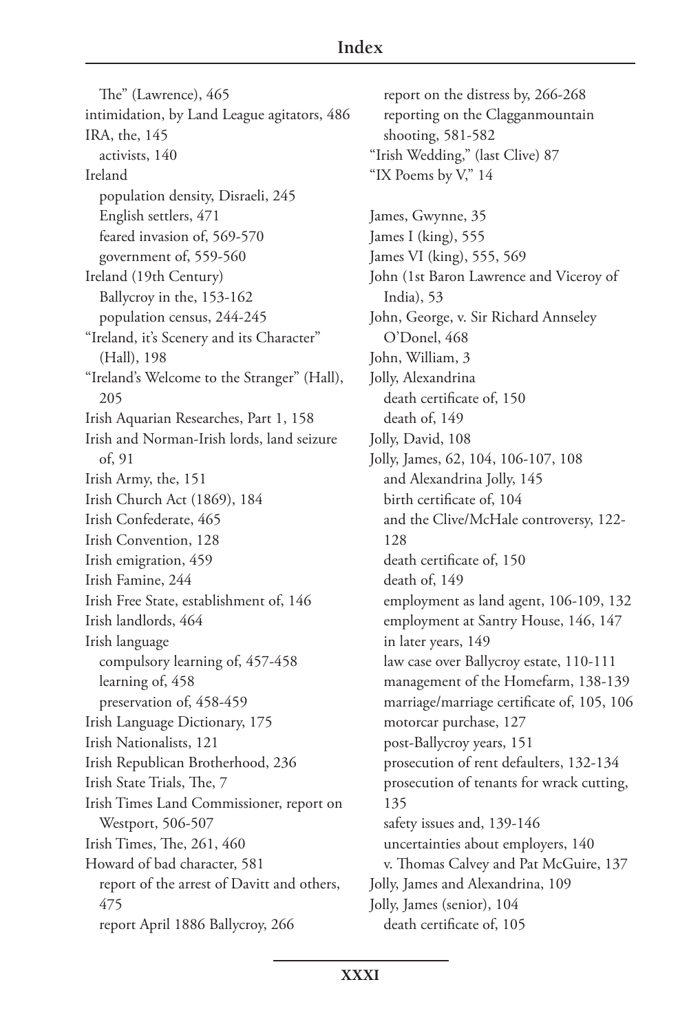The" (Lawrence), 465
intimidation, by Land League agitators, 486
IRA, the, 145
  activists, 140
Ireland
  population density, Disraeli, 245
  English settlers, 471
  feared invasion of, 569-570
  government of, 559-560
Ireland (19th Century)
  Ballycroy in the, 153-162
  population census, 244-245
"Ireland, it's Scenery and its Character" (Hall), 198
"Ireland's Welcome to the Stranger" (Hall), 205
Irish Aquarian Researches, Part 1, 158
Irish and Norman-Irish lords, land seizure of, 91
Irish Army, the, 151
Irish Church Act (1869), 184
Irish Confederate, 465
Irish Convention, 128
Irish emigration, 459
Irish Famine, 244
Irish Free State, establishment of, 146
Irish landlords, 464
Irish language
  compulsory learning of, 457-458
  learning of, 458
  preservation of, 458-459
Irish Language Dictionary, 175
Irish Nationalists, 121
Irish Republican Brotherhood, 236
Irish State Trials, The, 7
Irish Times Land Commissioner, report on Westport, 506-507
Irish Times, The, 261, 460
Howard of bad character, 581
  report of the arrest of Davitt and others, 475
  report April 1886 Ballycroy, 266
  report on the distress by, 266-268
  reporting on the Clagganmountain shooting, 581-582
"Irish Wedding," (last Clive) 87
"IX Poems by V," 14

James, Gwynne, 35
James I (king), 555
James VI (king), 555, 569
John (1st Baron Lawrence and Viceroy of India), 53
John, George, v. Sir Richard Anneseley O'Donel, 468
John, William, 3
Jolly, Alexandrina
  death certificate of, 150
  death of, 149
Jolly, David, 108
Jolly, James, 62, 104, 106-107, 108
  and Alexandrina Jolly, 145
  birth certificate of, 104
  and the Clive/McHale controversy, 122-128
  death certificate of, 150
  death of, 149
  employment as land agent, 106-109, 132
  employment at Santry House, 146, 147
  in later years, 149
  law case over Ballycroy estate, 110-111
  management of the Homefarm, 138-139
  marriage/marriage certificate of, 105, 106
  motorcar purchase, 127
  post-Ballycroy years, 151
  prosecution of rent defaulters, 132-134
  prosecution of tenants for wrack cutting, 135
  safety issues and, 139-146
  uncertainties about employers, 140
  v. Thomas Calvey and Pat McGuire, 137
Jolly, James and Alexandrina, 109
Jolly, James (senior), 104
  death certificate of, 105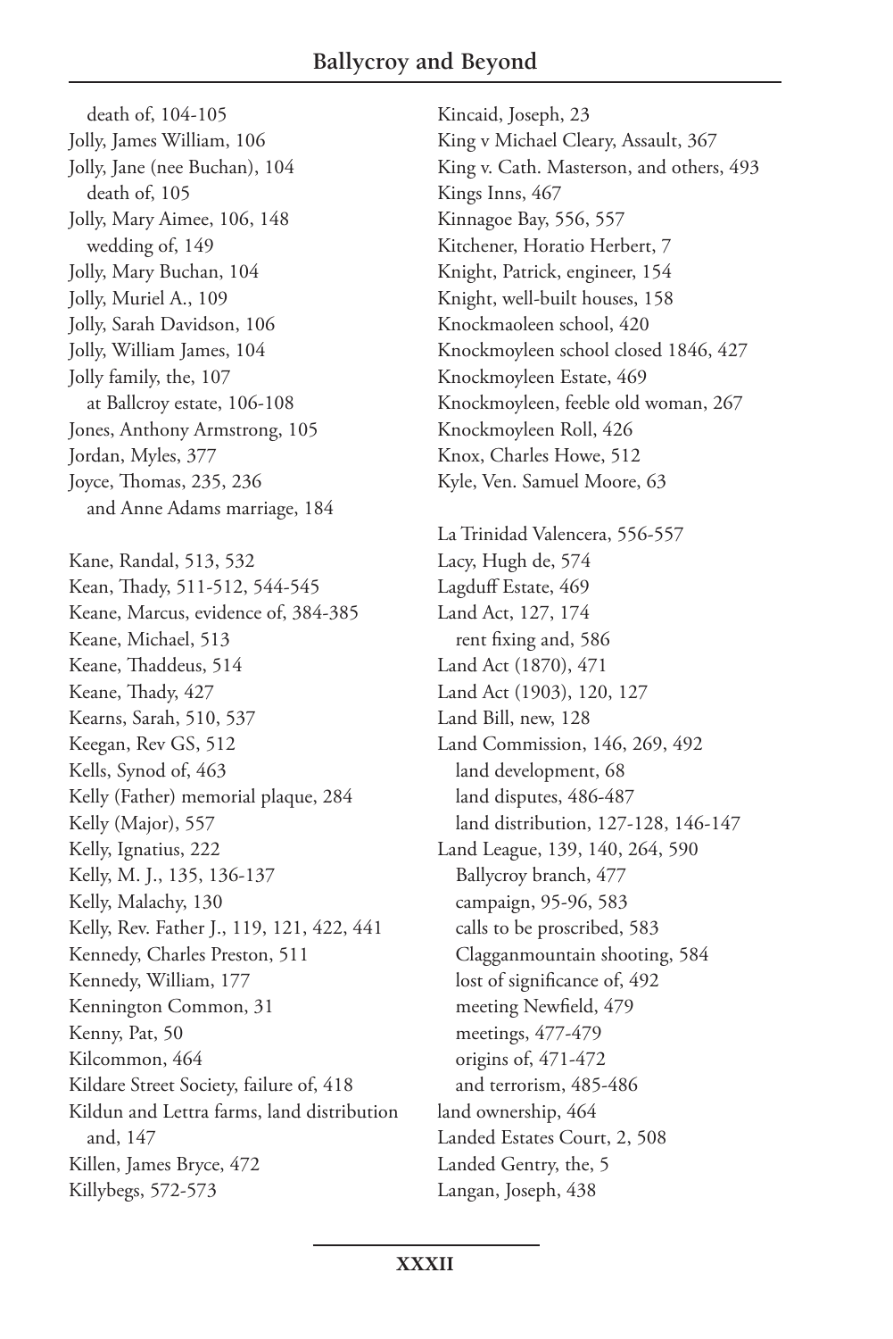death of, 104-105
Jolly, James William, 106
Jolly, Jane (nee Buchan), 104
 death of, 105
Jolly, Mary Aimee, 106, 148
 wedding of, 149
Jolly, Mary Buchan, 104
Jolly, Muriel A., 109
Jolly, Sarah Davidson, 106
Jolly, William James, 104
Jolly family, the, 107
 at Ballcroy estate, 106-108
Jones, Anthony Armstrong, 105
Jordan, Myles, 377
Joyce, Thomas, 235, 236
 and Anne Adams marriage, 184

Kane, Randal, 513, 532
Kean, Thady, 511-512, 544-545
Keane, Marcus, evidence of, 384-385
Keane, Michael, 513
Keane, Thaddeus, 514
Keane, Thady, 427
Kearns, Sarah, 510, 537
Keegan, Rev GS, 512
Kells, Synod of, 463
Kelly (Father) memorial plaque, 284
Kelly (Major), 557
Kelly, Ignatius, 222
Kelly, M. J., 135, 136-137
Kelly, Malachy, 130
Kelly, Rev. Father J., 119, 121, 422, 441
Kennedy, Charles Preston, 511
Kennedy, William, 177
Kennington Common, 31
Kenny, Pat, 50
Kilcommon, 464
Kildare Street Society, failure of, 418
Kildun and Lettra farms, land distribution and, 147
Killen, James Bryce, 472
Killybegs, 572-573
Kincaid, Joseph, 23
King v Michael Cleary, Assault, 367
King v. Cath. Masterson, and others, 493
Kings Inns, 467
Kinnagoe Bay, 556, 557
Kitchener, Horatio Herbert, 7
Knight, Patrick, engineer, 154
Knight, well-built houses, 158
Knockmaoleen school, 420
Knockmoyleen school closed 1846, 427
Knockmoyleen Estate, 469
Knockmoyleen, feeble old woman, 267
Knockmoyleen Roll, 426
Knox, Charles Howe, 512
Kyle, Ven. Samuel Moore, 63

La Trinidad Valencera, 556-557
Lacy, Hugh de, 574
Lagduff Estate, 469
Land Act, 127, 174
 rent fixing and, 586
Land Act (1870), 471
Land Act (1903), 120, 127
Land Bill, new, 128
Land Commission, 146, 269, 492
 land development, 68
 land disputes, 486-487
 land distribution, 127-128, 146-147
Land League, 139, 140, 264, 590
 Ballycroy branch, 477
 campaign, 95-96, 583
 calls to be proscribed, 583
 Clagganmountain shooting, 584
 lost of significance of, 492
 meeting Newfield, 479
 meetings, 477-479
 origins of, 471-472
 and terrorism, 485-486
land ownership, 464
Landed Estates Court, 2, 508
Landed Gentry, the, 5
Langan, Joseph, 438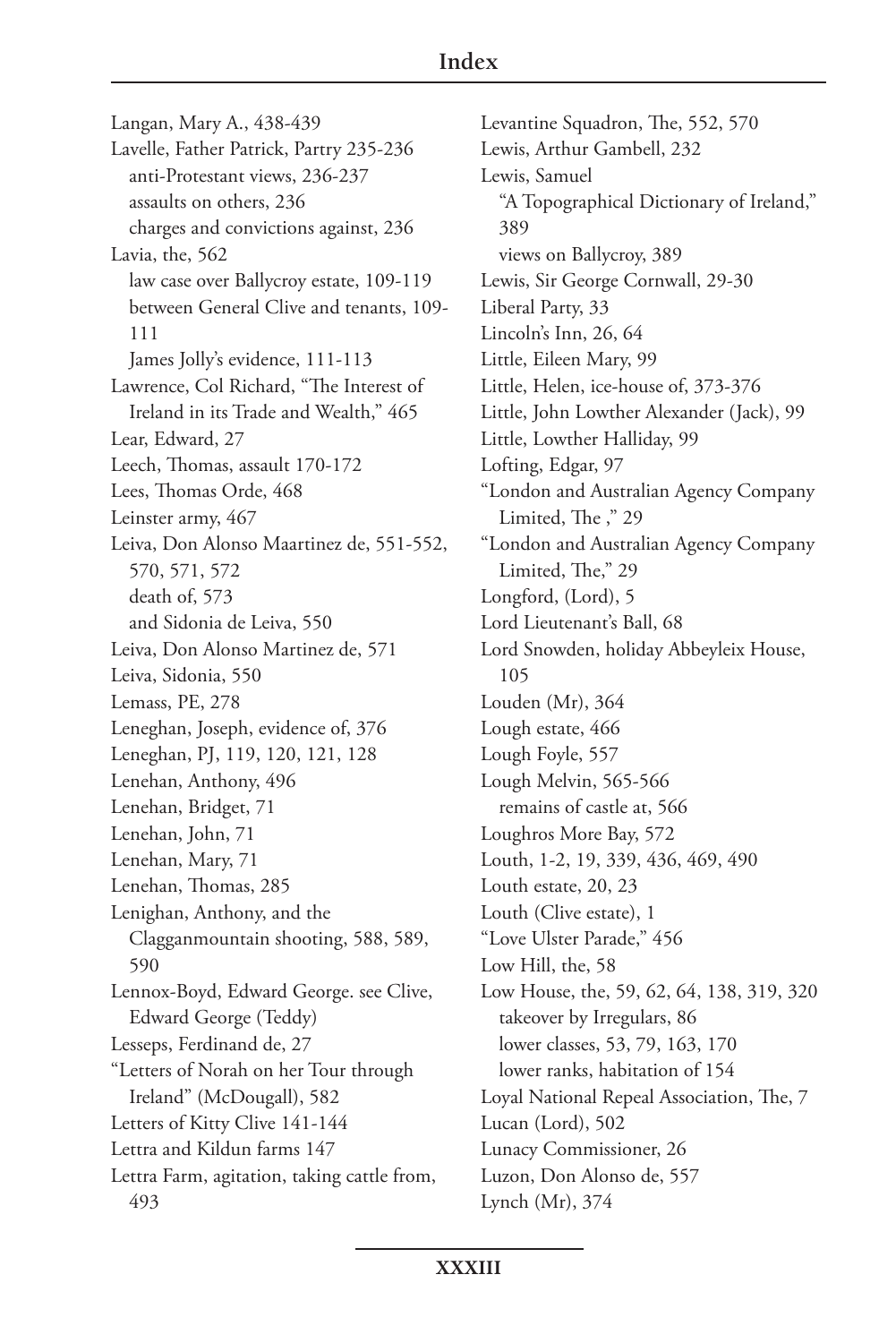Langan, Mary A., 438-439

Lavelle, Father Patrick, Partry 235-236
- anti-Protestant views, 236-237
- assaults on others, 236
- charges and convictions against, 236

Lavia, the, 562
- law case over Ballycroy estate, 109-119
- between General Clive and tenants, 109-111
- James Jolly's evidence, 111-113

Lawrence, Col Richard, "The Interest of Ireland in its Trade and Wealth," 465

Lear, Edward, 27

Leech, Thomas, assault 170-172

Lees, Thomas Orde, 468

Leinster army, 467

Leiva, Don Alonso Maartinez de, 551-552, 570, 571, 572
- death of, 573
- and Sidonia de Leiva, 550

Leiva, Don Alonso Martinez de, 571

Leiva, Sidonia, 550

Lemass, PE, 278

Leneghan, Joseph, evidence of, 376

Leneghan, PJ, 119, 120, 121, 128

Lenehan, Anthony, 496

Lenehan, Bridget, 71

Lenehan, John, 71

Lenehan, Mary, 71

Lenehan, Thomas, 285

Lenighan, Anthony, and the Clagganmountain shooting, 588, 589, 590

Lennox-Boyd, Edward George. see Clive, Edward George (Teddy)

Lesseps, Ferdinand de, 27

"Letters of Norah on her Tour through Ireland" (McDougall), 582

Letters of Kitty Clive 141-144

Lettra and Kildun farms 147

Lettra Farm, agitation, taking cattle from, 493

Levantine Squadron, The, 552, 570

Lewis, Arthur Gambell, 232

Lewis, Samuel
- "A Topographical Dictionary of Ireland," 389
- views on Ballycroy, 389

Lewis, Sir George Cornwall, 29-30

Liberal Party, 33

Lincoln's Inn, 26, 64

Little, Eileen Mary, 99

Little, Helen, ice-house of, 373-376

Little, John Lowther Alexander (Jack), 99

Little, Lowther Halliday, 99

Lofting, Edgar, 97

"London and Australian Agency Company Limited, The ," 29

"London and Australian Agency Company Limited, The," 29

Longford, (Lord), 5

Lord Lieutenant's Ball, 68

Lord Snowden, holiday Abbeyleix House, 105

Louden (Mr), 364

Lough estate, 466

Lough Foyle, 557

Lough Melvin, 565-566
- remains of castle at, 566

Loughros More Bay, 572

Louth, 1-2, 19, 339, 436, 469, 490

Louth estate, 20, 23

Louth (Clive estate), 1

"Love Ulster Parade," 456

Low Hill, the, 58

Low House, the, 59, 62, 64, 138, 319, 320
- takeover by Irregulars, 86
- lower classes, 53, 79, 163, 170
- lower ranks, habitation of 154

Loyal National Repeal Association, The, 7

Lucan (Lord), 502

Lunacy Commissioner, 26

Luzon, Don Alonso de, 557

Lynch (Mr), 374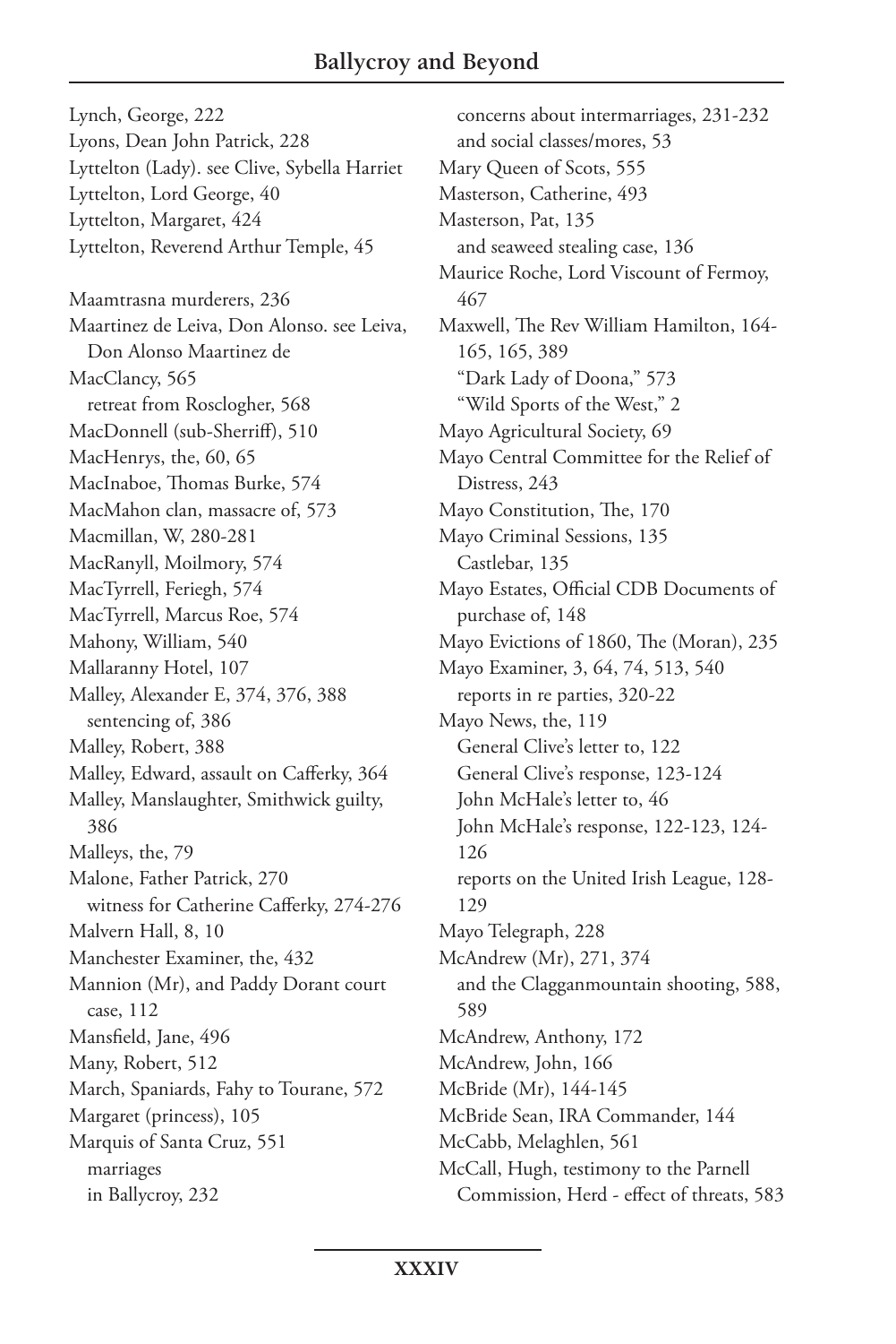Lynch, George, 222
Lyons, Dean John Patrick, 228
Lyttelton (Lady). see Clive, Sybella Harriet
Lyttelton, Lord George, 40
Lyttelton, Margaret, 424
Lyttelton, Reverend Arthur Temple, 45

Maamtrasna murderers, 236
Maartinez de Leiva, Don Alonso. see Leiva, Don Alonso Maartinez de
MacClancy, 565
  retreat from Rosclogher, 568
MacDonnell (sub-Sherriff), 510
MacHenrys, the, 60, 65
MacInaboe, Thomas Burke, 574
MacMahon clan, massacre of, 573
Macmillan, W, 280-281
MacRanyll, Moilmory, 574
MacTyrrell, Feriegh, 574
MacTyrrell, Marcus Roe, 574
Mahony, William, 540
Mallaranny Hotel, 107
Malley, Alexander E, 374, 376, 388
  sentencing of, 386
Malley, Robert, 388
Malley, Edward, assault on Cafferky, 364
Malley, Manslaughter, Smithwick guilty, 386
Malleys, the, 79
Malone, Father Patrick, 270
  witness for Catherine Cafferky, 274-276
Malvern Hall, 8, 10
Manchester Examiner, the, 432
Mannion (Mr), and Paddy Dorant court case, 112
Mansfield, Jane, 496
Many, Robert, 512
March, Spaniards, Fahy to Tourane, 572
Margaret (princess), 105
Marquis of Santa Cruz, 551
  marriages
  in Ballycroy, 232
  concerns about intermarriages, 231-232
  and social classes/mores, 53
Mary Queen of Scots, 555
Masterson, Catherine, 493
Masterson, Pat, 135
  and seaweed stealing case, 136
Maurice Roche, Lord Viscount of Fermoy, 467
Maxwell, The Rev William Hamilton, 164-165, 165, 389
  "Dark Lady of Doona," 573
  "Wild Sports of the West," 2
Mayo Agricultural Society, 69
Mayo Central Committee for the Relief of Distress, 243
Mayo Constitution, The, 170
Mayo Criminal Sessions, 135
  Castlebar, 135
Mayo Estates, Official CDB Documents of purchase of, 148
Mayo Evictions of 1860, The (Moran), 235
Mayo Examiner, 3, 64, 74, 513, 540
  reports in re parties, 320-22
Mayo News, the, 119
  General Clive's letter to, 122
  General Clive's response, 123-124
  John McHale's letter to, 46
  John McHale's response, 122-123, 124-126
  reports on the United Irish League, 128-129
Mayo Telegraph, 228
McAndrew (Mr), 271, 374
  and the Clagganmountain shooting, 588, 589
McAndrew, Anthony, 172
McAndrew, John, 166
McBride (Mr), 144-145
McBride Sean, IRA Commander, 144
McCabb, Melaghlen, 561
McCall, Hugh, testimony to the Parnell Commission, Herd - effect of threats, 583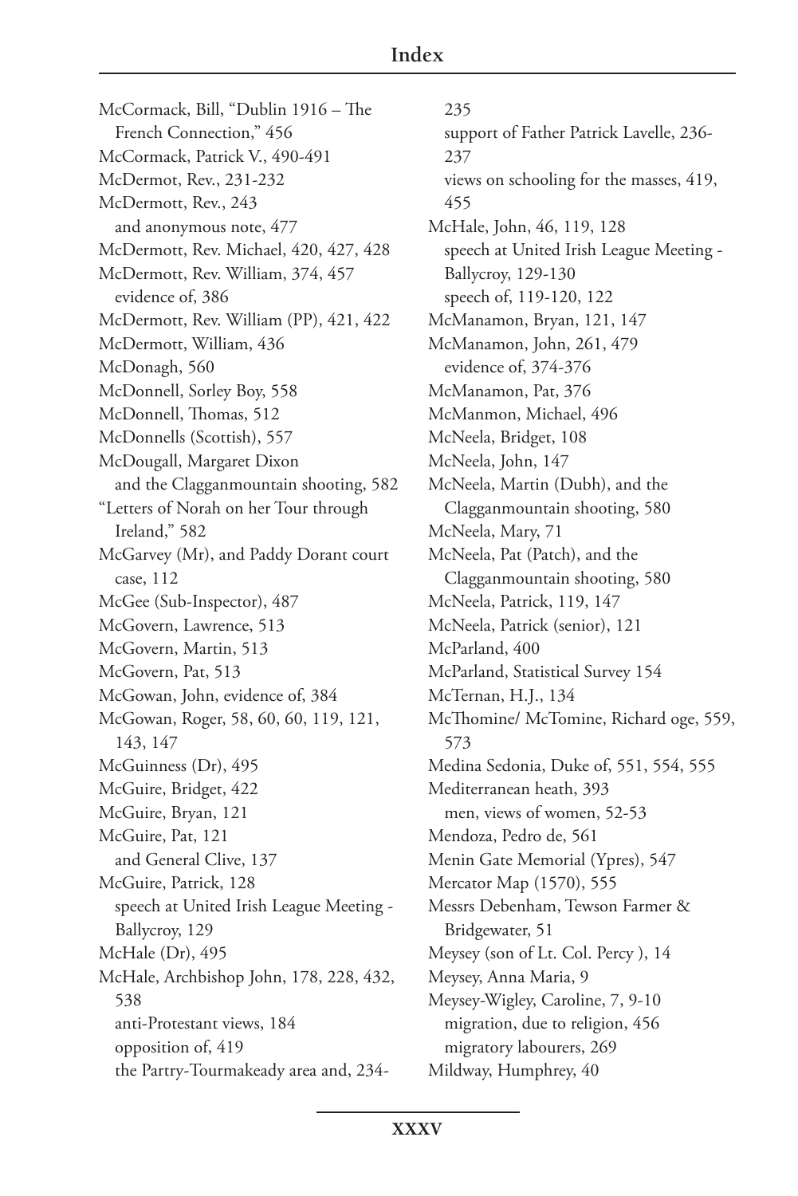# Index

McCormack, Bill, "Dublin 1916 – The French Connection," 456
McCormack, Patrick V., 490-491
McDermot, Rev., 231-232
McDermott, Rev., 243
  and anonymous note, 477
McDermott, Rev. Michael, 420, 427, 428
McDermott, Rev. William, 374, 457
  evidence of, 386
McDermott, Rev. William (PP), 421, 422
McDermott, William, 436
McDonagh, 560
McDonnell, Sorley Boy, 558
McDonnell, Thomas, 512
McDonnells (Scottish), 557
McDougall, Margaret Dixon
  and the Clagganmountain shooting, 582
"Letters of Norah on her Tour through Ireland," 582
McGarvey (Mr), and Paddy Dorant court case, 112
McGee (Sub-Inspector), 487
McGovern, Lawrence, 513
McGovern, Martin, 513
McGovern, Pat, 513
McGowan, John, evidence of, 384
McGowan, Roger, 58, 60, 60, 119, 121, 143, 147
McGuinness (Dr), 495
McGuire, Bridget, 422
McGuire, Bryan, 121
McGuire, Pat, 121
  and General Clive, 137
McGuire, Patrick, 128
  speech at United Irish League Meeting - Ballycroy, 129
McHale (Dr), 495
McHale, Archbishop John, 178, 228, 432, 538
  anti-Protestant views, 184
  opposition of, 419
  the Partry-Tourmakeady area and, 234-235
  support of Father Patrick Lavelle, 236-237
  views on schooling for the masses, 419, 455
McHale, John, 46, 119, 128
  speech at United Irish League Meeting - Ballycroy, 129-130
  speech of, 119-120, 122
McManamon, Bryan, 121, 147
McManamon, John, 261, 479
  evidence of, 374-376
McManamon, Pat, 376
McManmon, Michael, 496
McNeela, Bridget, 108
McNeela, John, 147
McNeela, Martin (Dubh), and the Clagganmountain shooting, 580
McNeela, Mary, 71
McNeela, Pat (Patch), and the Clagganmountain shooting, 580
McNeela, Patrick, 119, 147
McNeela, Patrick (senior), 121
McParland, 400
McParland, Statistical Survey 154
McTernan, H.J., 134
McThomine/ McTomine, Richard oge, 559, 573
Medina Sedonia, Duke of, 551, 554, 555
Mediterranean heath, 393
  men, views of women, 52-53
Mendoza, Pedro de, 561
Menin Gate Memorial (Ypres), 547
Mercator Map (1570), 555
Messrs Debenham, Tewson Farmer & Bridgewater, 51
Meysey (son of Lt. Col. Percy ), 14
Meysey, Anna Maria, 9
Meysey-Wigley, Caroline, 7, 9-10
  migration, due to religion, 456
  migratory labourers, 269
Mildway, Humphrey, 40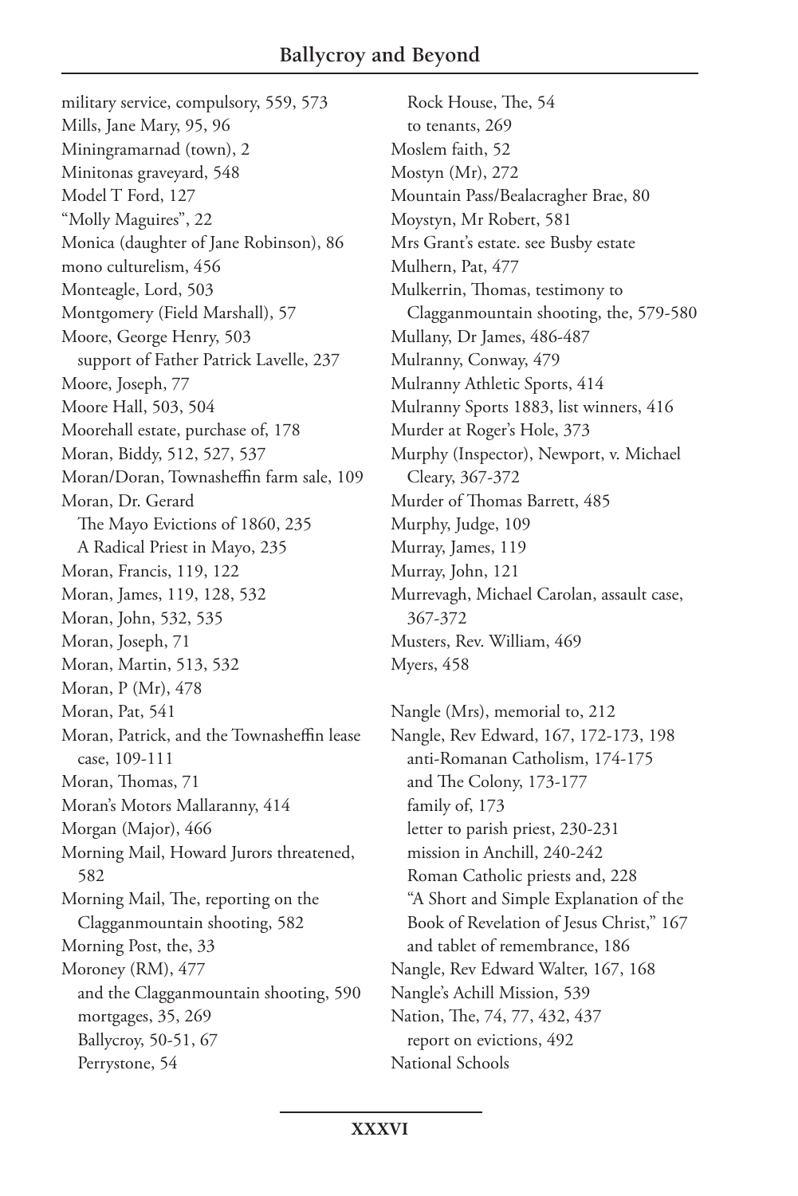military service, compulsory, 559, 573
Mills, Jane Mary, 95, 96
Miningramarnad (town), 2
Minitonas graveyard, 548
Model T Ford, 127
"Molly Maguires", 22
Monica (daughter of Jane Robinson), 86
mono culturelism, 456
Monteagle, Lord, 503
Montgomery (Field Marshall), 57
Moore, George Henry, 503
  support of Father Patrick Lavelle, 237
Moore, Joseph, 77
Moore Hall, 503, 504
Moorehall estate, purchase of, 178
Moran, Biddy, 512, 527, 537
Moran/Doran, Townasheffin farm sale, 109
Moran, Dr. Gerard
  The Mayo Evictions of 1860, 235
  A Radical Priest in Mayo, 235
Moran, Francis, 119, 122
Moran, James, 119, 128, 532
Moran, John, 532, 535
Moran, Joseph, 71
Moran, Martin, 513, 532
Moran, P (Mr), 478
Moran, Pat, 541
Moran, Patrick, and the Townasheffin lease case, 109-111
Moran, Thomas, 71
Moran's Motors Mallaranny, 414
Morgan (Major), 466
Morning Mail, Howard Jurors threatened, 582
Morning Mail, The, reporting on the Clagganmountain shooting, 582
Morning Post, the, 33
Moroney (RM), 477
  and the Clagganmountain shooting, 590
  mortgages, 35, 269
  Ballycroy, 50-51, 67
  Perrystone, 54
  Rock House, The, 54
  to tenants, 269
Moslem faith, 52
Mostyn (Mr), 272
Mountain Pass/Bealacragher Brae, 80
Moystyn, Mr Robert, 581
Mrs Grant's estate. see Busby estate
Mulhern, Pat, 477
Mulkerrin, Thomas, testimony to Clagganmountain shooting, the, 579-580
Mullany, Dr James, 486-487
Mulranny, Conway, 479
Mulranny Athletic Sports, 414
Mulranny Sports 1883, list winners, 416
Murder at Roger's Hole, 373
Murphy (Inspector), Newport, v. Michael Cleary, 367-372
Murder of Thomas Barrett, 485
Murphy, Judge, 109
Murray, James, 119
Murray, John, 121
Murrevagh, Michael Carolan, assault case, 367-372
Musters, Rev. William, 469
Myers, 458

Nangle (Mrs), memorial to, 212
Nangle, Rev Edward, 167, 172-173, 198
  anti-Romanan Catholism, 174-175
  and The Colony, 173-177
  family of, 173
  letter to parish priest, 230-231
  mission in Anchill, 240-242
  Roman Catholic priests and, 228
  "A Short and Simple Explanation of the Book of Revelation of Jesus Christ," 167
  and tablet of remembrance, 186
Nangle, Rev Edward Walter, 167, 168
Nangle's Achill Mission, 539
Nation, The, 74, 77, 432, 437
  report on evictions, 492
National Schools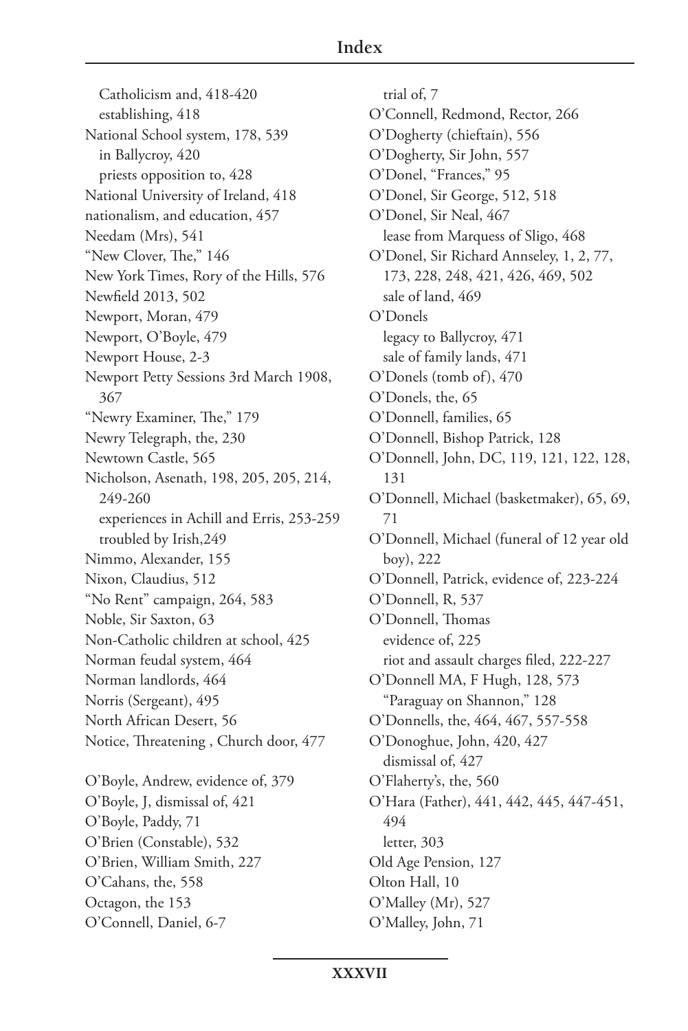Catholicism and, 418-420
establishing, 418
National School system, 178, 539
in Ballycroy, 420
priests opposition to, 428
National University of Ireland, 418
nationalism, and education, 457
Needam (Mrs), 541
"New Clover, The," 146
New York Times, Rory of the Hills, 576
Newfield 2013, 502
Newport, Moran, 479
Newport, O'Boyle, 479
Newport House, 2-3
Newport Petty Sessions 3rd March 1908, 367
"Newry Examiner, The," 179
Newry Telegraph, the, 230
Newtown Castle, 565
Nicholson, Asenath, 198, 205, 205, 214, 249-260
experiences in Achill and Erris, 253-259
troubled by Irish,249
Nimmo, Alexander, 155
Nixon, Claudius, 512
"No Rent" campaign, 264, 583
Noble, Sir Saxton, 63
Non-Catholic children at school, 425
Norman feudal system, 464
Norman landlords, 464
Norris (Sergeant), 495
North African Desert, 56
Notice, Threatening , Church door, 477

O'Boyle, Andrew, evidence of, 379
O'Boyle, J, dismissal of, 421
O'Boyle, Paddy, 71
O'Brien (Constable), 532
O'Brien, William Smith, 227
O'Cahans, the, 558
Octagon, the 153
O'Connell, Daniel, 6-7
trial of, 7
O'Connell, Redmond, Rector, 266
O'Dogherty (chieftain), 556
O'Dogherty, Sir John, 557
O'Donel, "Frances," 95
O'Donel, Sir George, 512, 518
O'Donel, Sir Neal, 467
lease from Marquess of Sligo, 468
O'Donel, Sir Richard Annseley, 1, 2, 77, 173, 228, 248, 421, 426, 469, 502
sale of land, 469
O'Donels
legacy to Ballycroy, 471
sale of family lands, 471
O'Donels (tomb of), 470
O'Donels, the, 65
O'Donnell, families, 65
O'Donnell, Bishop Patrick, 128
O'Donnell, John, DC, 119, 121, 122, 128, 131
O'Donnell, Michael (basketmaker), 65, 69, 71
O'Donnell, Michael (funeral of 12 year old boy), 222
O'Donnell, Patrick, evidence of, 223-224
O'Donnell, R, 537
O'Donnell, Thomas
evidence of, 225
riot and assault charges filed, 222-227
O'Donnell MA, F Hugh, 128, 573
"Paraguay on Shannon," 128
O'Donnells, the, 464, 467, 557-558
O'Donoghue, John, 420, 427
dismissal of, 427
O'Flaherty's, the, 560
O'Hara (Father), 441, 442, 445, 447-451, 494
letter, 303
Old Age Pension, 127
Olton Hall, 10
O'Malley (Mr), 527
O'Malley, John, 71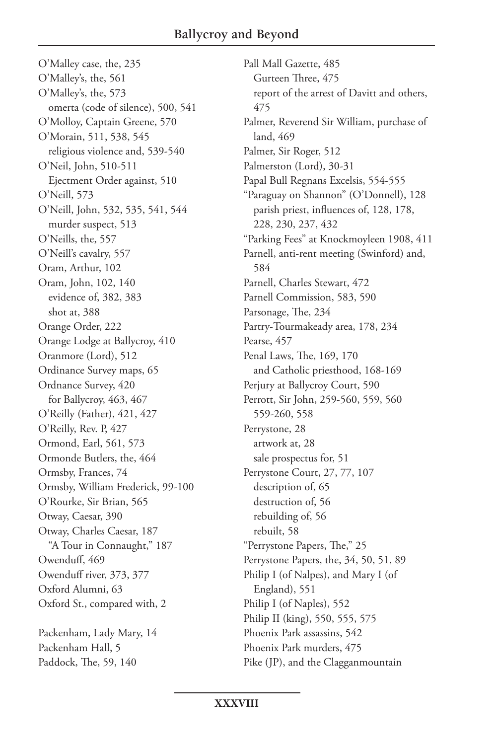O'Malley case, the, 235
O'Malley's, the, 561
O'Malley's, the, 573
  omerta (code of silence), 500, 541
O'Molloy, Captain Greene, 570
O'Morain, 511, 538, 545
  religious violence and, 539-540
O'Neil, John, 510-511
  Ejectment Order against, 510
O'Neill, 573
O'Neill, John, 532, 535, 541, 544
  murder suspect, 513
O'Neills, the, 557
O'Neill's cavalry, 557
Oram, Arthur, 102
Oram, John, 102, 140
  evidence of, 382, 383
  shot at, 388
Orange Order, 222
Orange Lodge at Ballycroy, 410
Oranmore (Lord), 512
Ordinance Survey maps, 65
Ordnance Survey, 420
  for Ballycroy, 463, 467
O'Reilly (Father), 421, 427
O'Reilly, Rev. P, 427
Ormond, Earl, 561, 573
Ormonde Butlers, the, 464
Ormsby, Frances, 74
Ormsby, William Frederick, 99-100
O'Rourke, Sir Brian, 565
Otway, Caesar, 390
Otway, Charles Caesar, 187
  "A Tour in Connaught," 187
Owenduff, 469
Owenduff river, 373, 377
Oxford Alumni, 63
Oxford St., compared with, 2

Packenham, Lady Mary, 14
Packenham Hall, 5
Paddock, The, 59, 140
Pall Mall Gazette, 485
  Gurteen Three, 475
  report of the arrest of Davitt and others, 475
Palmer, Reverend Sir William, purchase of land, 469
Palmer, Sir Roger, 512
Palmerston (Lord), 30-31
Papal Bull Regnans Excelsis, 554-555
"Paraguay on Shannon" (O'Donnell), 128
  parish priest, influences of, 128, 178, 228, 230, 237, 432
"Parking Fees" at Knockmoyleen 1908, 411
Parnell, anti-rent meeting (Swinford) and, 584
Parnell, Charles Stewart, 472
Parnell Commission, 583, 590
Parsonage, The, 234
Partry-Tourmakeady area, 178, 234
Pearse, 457
Penal Laws, The, 169, 170
  and Catholic priesthood, 168-169
Perjury at Ballycroy Court, 590
Perrott, Sir John, 259-560, 559, 560
  559-260, 558
Perrystone, 28
  artwork at, 28
  sale prospectus for, 51
Perrystone Court, 27, 77, 107
  description of, 65
  destruction of, 56
  rebuilding of, 56
  rebuilt, 58
"Perrystone Papers, The," 25
Perrystone Papers, the, 34, 50, 51, 89
Philip I (of Nalpes), and Mary I (of England), 551
Philip I (of Naples), 552
Philip II (king), 550, 555, 575
Phoenix Park assassins, 542
Phoenix Park murders, 475
Pike (JP), and the Clagganmountain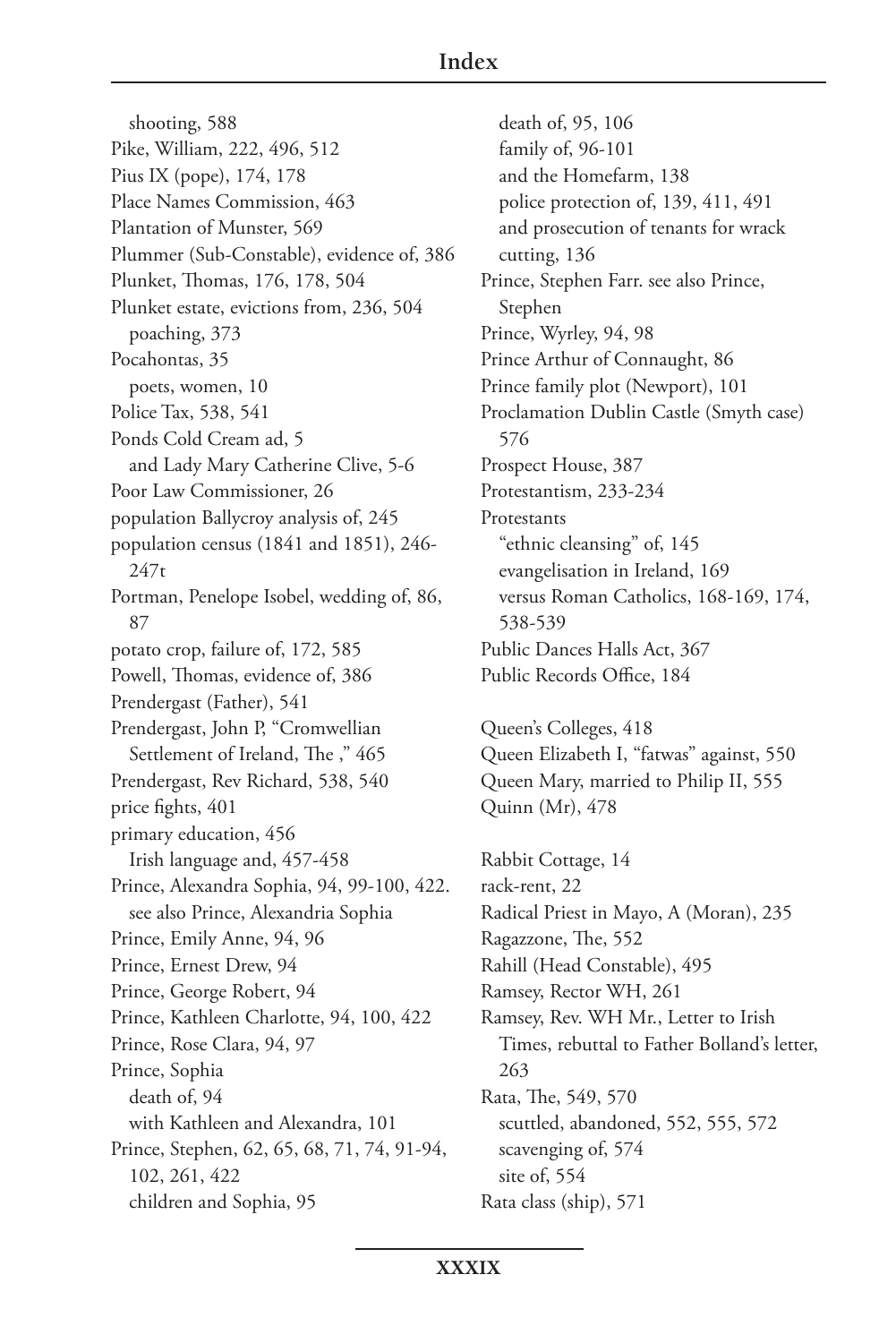shooting, 588
Pike, William, 222, 496, 512
Pius IX (pope), 174, 178
Place Names Commission, 463
Plantation of Munster, 569
Plummer (Sub-Constable), evidence of, 386
Plunket, Thomas, 176, 178, 504
Plunket estate, evictions from, 236, 504
poaching, 373
Pocahontas, 35
poets, women, 10
Police Tax, 538, 541
Ponds Cold Cream ad, 5
and Lady Mary Catherine Clive, 5-6
Poor Law Commissioner, 26
population Ballycroy analysis of, 245
population census (1841 and 1851), 246-247t
Portman, Penelope Isobel, wedding of, 86, 87
potato crop, failure of, 172, 585
Powell, Thomas, evidence of, 386
Prendergast (Father), 541
Prendergast, John P, "Cromwellian Settlement of Ireland, The ," 465
Prendergast, Rev Richard, 538, 540
price fights, 401
primary education, 456
Irish language and, 457-458
Prince, Alexandra Sophia, 94, 99-100, 422. see also Prince, Alexandria Sophia
Prince, Emily Anne, 94, 96
Prince, Ernest Drew, 94
Prince, George Robert, 94
Prince, Kathleen Charlotte, 94, 100, 422
Prince, Rose Clara, 94, 97
Prince, Sophia
death of, 94
with Kathleen and Alexandra, 101
Prince, Stephen, 62, 65, 68, 71, 74, 91-94, 102, 261, 422
children and Sophia, 95
death of, 95, 106
family of, 96-101
and the Homefarm, 138
police protection of, 139, 411, 491
and prosecution of tenants for wrack cutting, 136
Prince, Stephen Farr. see also Prince, Stephen
Prince, Wyrley, 94, 98
Prince Arthur of Connaught, 86
Prince family plot (Newport), 101
Proclamation Dublin Castle (Smyth case) 576
Prospect House, 387
Protestantism, 233-234
Protestants
"ethnic cleansing" of, 145
evangelisation in Ireland, 169
versus Roman Catholics, 168-169, 174, 538-539
Public Dances Halls Act, 367
Public Records Office, 184

Queen's Colleges, 418
Queen Elizabeth I, "fatwas" against, 550
Queen Mary, married to Philip II, 555
Quinn (Mr), 478

Rabbit Cottage, 14
rack-rent, 22
Radical Priest in Mayo, A (Moran), 235
Ragazzone, The, 552
Rahill (Head Constable), 495
Ramsey, Rector WH, 261
Ramsey, Rev. WH Mr., Letter to Irish Times, rebuttal to Father Bolland's letter, 263
Rata, The, 549, 570
scuttled, abandoned, 552, 555, 572
scavenging of, 574
site of, 554
Rata class (ship), 571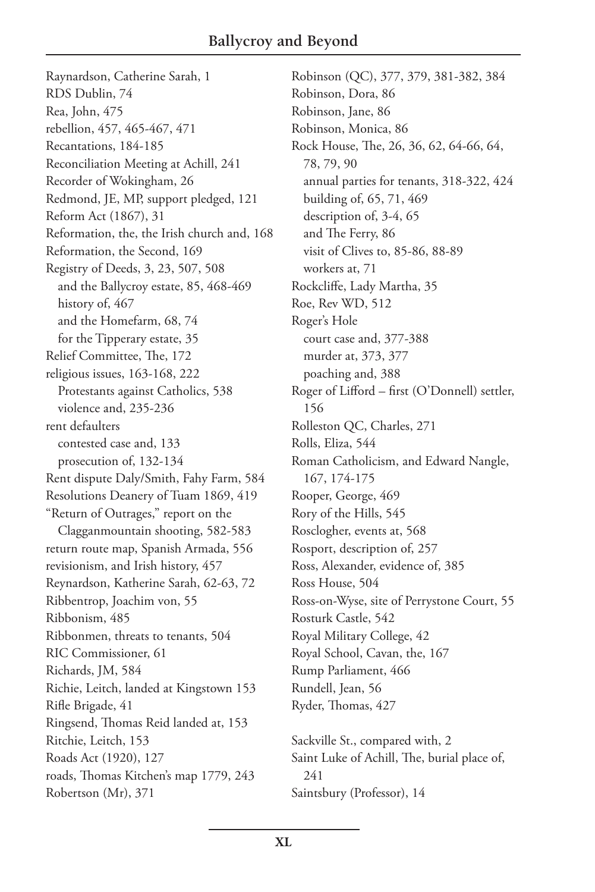Raynardson, Catherine Sarah, 1
RDS Dublin, 74
Rea, John, 475
rebellion, 457, 465-467, 471
Recantations, 184-185
Reconciliation Meeting at Achill, 241
Recorder of Wokingham, 26
Redmond, JE, MP, support pledged, 121
Reform Act (1867), 31
Reformation, the, the Irish church and, 168
Reformation, the Second, 169
Registry of Deeds, 3, 23, 507, 508
  and the Ballycroy estate, 85, 468-469
  history of, 467
  and the Homefarm, 68, 74
  for the Tipperary estate, 35
Relief Committee, The, 172
religious issues, 163-168, 222
  Protestants against Catholics, 538
  violence and, 235-236
rent defaulters
  contested case and, 133
  prosecution of, 132-134
Rent dispute Daly/Smith, Fahy Farm, 584
Resolutions Deanery of Tuam 1869, 419
"Return of Outrages," report on the Clagganmountain shooting, 582-583
return route map, Spanish Armada, 556
revisionism, and Irish history, 457
Reynardson, Katherine Sarah, 62-63, 72
Ribbentrop, Joachim von, 55
Ribbonism, 485
Ribbonmen, threats to tenants, 504
RIC Commissioner, 61
Richards, JM, 584
Richie, Leitch, landed at Kingstown 153
Rifle Brigade, 41
Ringsend, Thomas Reid landed at, 153
Ritchie, Leitch, 153
Roads Act (1920), 127
roads, Thomas Kitchen's map 1779, 243
Robertson (Mr), 371
Robinson (QC), 377, 379, 381-382, 384
Robinson, Dora, 86
Robinson, Jane, 86
Robinson, Monica, 86
Rock House, The, 26, 36, 62, 64-66, 64, 78, 79, 90
  annual parties for tenants, 318-322, 424
  building of, 65, 71, 469
  description of, 3-4, 65
  and The Ferry, 86
  visit of Clives to, 85-86, 88-89
  workers at, 71
Rockcliffe, Lady Martha, 35
Roe, Rev WD, 512
Roger's Hole
  court case and, 377-388
  murder at, 373, 377
  poaching and, 388
Roger of Lifford – first (O'Donnell) settler, 156
Rolleston QC, Charles, 271
Rolls, Eliza, 544
Roman Catholicism, and Edward Nangle, 167, 174-175
Rooper, George, 469
Rory of the Hills, 545
Rosclogher, events at, 568
Rosport, description of, 257
Ross, Alexander, evidence of, 385
Ross House, 504
Ross-on-Wyse, site of Perrystone Court, 55
Rosturk Castle, 542
Royal Military College, 42
Royal School, Cavan, the, 167
Rump Parliament, 466
Rundell, Jean, 56
Ryder, Thomas, 427

Sackville St., compared with, 2
Saint Luke of Achill, The, burial place of, 241
Saintsbury (Professor), 14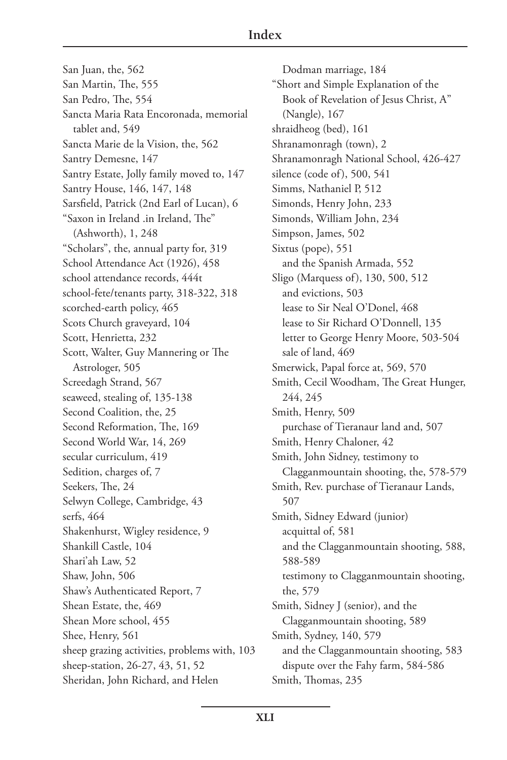San Juan, the, 562
San Martin, The, 555
San Pedro, The, 554
Sancta Maria Rata Encoronada, memorial tablet and, 549
Sancta Marie de la Vision, the, 562
Santry Demesne, 147
Santry Estate, Jolly family moved to, 147
Santry House, 146, 147, 148
Sarsfield, Patrick (2nd Earl of Lucan), 6
"Saxon in Ireland .in Ireland, The" (Ashworth), 1, 248
"Scholars", the, annual party for, 319
School Attendance Act (1926), 458
school attendance records, 444t
school-fete/tenants party, 318-322, 318
scorched-earth policy, 465
Scots Church graveyard, 104
Scott, Henrietta, 232
Scott, Walter, Guy Mannering or The Astrologer, 505
Screedagh Strand, 567
seaweed, stealing of, 135-138
Second Coalition, the, 25
Second Reformation, The, 169
Second World War, 14, 269
secular curriculum, 419
Sedition, charges of, 7
Seekers, The, 24
Selwyn College, Cambridge, 43
serfs, 464
Shakenhurst, Wigley residence, 9
Shankill Castle, 104
Shari'ah Law, 52
Shaw, John, 506
Shaw's Authenticated Report, 7
Shean Estate, the, 469
Shean More school, 455
Shee, Henry, 561
sheep grazing activities, problems with, 103
sheep-station, 26-27, 43, 51, 52
Sheridan, John Richard, and Helen Dodman marriage, 184
"Short and Simple Explanation of the Book of Revelation of Jesus Christ, A" (Nangle), 167
shraidheog (bed), 161
Shranamonragh (town), 2
Shranamonragh National School, 426-427
silence (code of), 500, 541
Simms, Nathaniel P, 512
Simonds, Henry John, 233
Simonds, William John, 234
Simpson, James, 502
Sixtus (pope), 551
  and the Spanish Armada, 552
Sligo (Marquess of), 130, 500, 512
  and evictions, 503
  lease to Sir Neal O'Donel, 468
  lease to Sir Richard O'Donnell, 135
  letter to George Henry Moore, 503-504
  sale of land, 469
Smerwick, Papal force at, 569, 570
Smith, Cecil Woodham, The Great Hunger, 244, 245
Smith, Henry, 509
  purchase of Tieranaur land and, 507
Smith, Henry Chaloner, 42
Smith, John Sidney, testimony to Clagganmountain shooting, the, 578-579
Smith, Rev. purchase of Tieranaur Lands, 507
Smith, Sidney Edward (junior)
  acquittal of, 581
  and the Clagganmountain shooting, 588, 588-589
  testimony to Clagganmountain shooting, the, 579
Smith, Sidney J (senior), and the Clagganmountain shooting, 589
Smith, Sydney, 140, 579
  and the Clagganmountain shooting, 583
  dispute over the Fahy farm, 584-586
Smith, Thomas, 235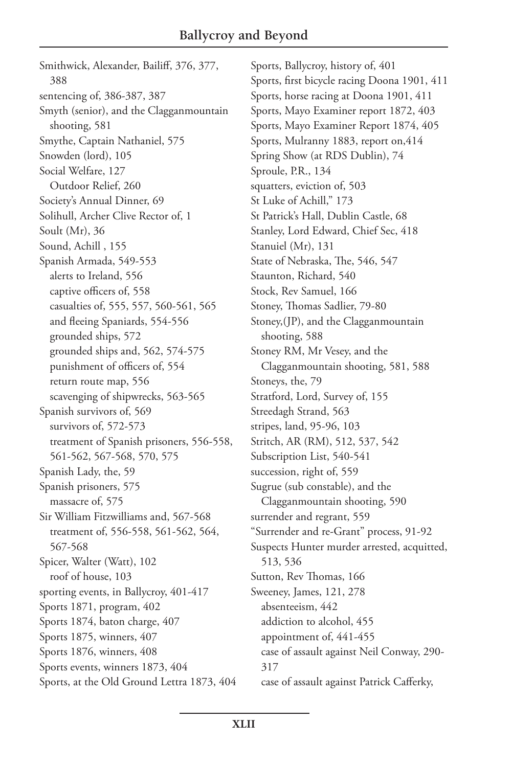Smithwick, Alexander, Bailiff, 376, 377, 388
sentencing of, 386-387, 387
Smyth (senior), and the Clagganmountain shooting, 581
Smythe, Captain Nathaniel, 575
Snowden (lord), 105
Social Welfare, 127
  Outdoor Relief, 260
Society's Annual Dinner, 69
Solihull, Archer Clive Rector of, 1
Soult (Mr), 36
Sound, Achill , 155
Spanish Armada, 549-553
  alerts to Ireland, 556
  captive officers of, 558
  casualties of, 555, 557, 560-561, 565
  and fleeing Spaniards, 554-556
  grounded ships, 572
  grounded ships and, 562, 574-575
  punishment of officers of, 554
  return route map, 556
  scavenging of shipwrecks, 563-565
Spanish survivors of, 569
  survivors of, 572-573
  treatment of Spanish prisoners, 556-558, 561-562, 567-568, 570, 575
Spanish Lady, the, 59
Spanish prisoners, 575
  massacre of, 575
Sir William Fitzwilliams and, 567-568
  treatment of, 556-558, 561-562, 564, 567-568
Spicer, Walter (Watt), 102
  roof of house, 103
sporting events, in Ballycroy, 401-417
Sports 1871, program, 402
Sports 1874, baton charge, 407
Sports 1875, winners, 407
Sports 1876, winners, 408
Sports events, winners 1873, 404
Sports, at the Old Ground Lettra 1873, 404
Sports, Ballycroy, history of, 401
Sports, first bicycle racing Doona 1901, 411
Sports, horse racing at Doona 1901, 411
Sports, Mayo Examiner report 1872, 403
Sports, Mayo Examiner Report 1874, 405
Sports, Mulranny 1883, report on,414
Spring Show (at RDS Dublin), 74
Sproule, P.R., 134
squatters, eviction of, 503
St Luke of Achill," 173
St Patrick's Hall, Dublin Castle, 68
Stanley, Lord Edward, Chief Sec, 418
Stanuiel (Mr), 131
State of Nebraska, The, 546, 547
Staunton, Richard, 540
Stock, Rev Samuel, 166
Stoney, Thomas Sadlier, 79-80
Stoney,(JP), and the Clagganmountain shooting, 588
Stoney RM, Mr Vesey, and the Clagganmountain shooting, 581, 588
Stoneys, the, 79
Stratford, Lord, Survey of, 155
Streedagh Strand, 563
stripes, land, 95-96, 103
Stritch, AR (RM), 512, 537, 542
Subscription List, 540-541
succession, right of, 559
Sugrue (sub constable), and the Clagganmountain shooting, 590
surrender and regrant, 559
"Surrender and re-Grant" process, 91-92
Suspects Hunter murder arrested, acquitted, 513, 536
Sutton, Rev Thomas, 166
Sweeney, James, 121, 278
  absenteeism, 442
  addiction to alcohol, 455
  appointment of, 441-455
  case of assault against Neil Conway, 290-317
  case of assault against Patrick Cafferky,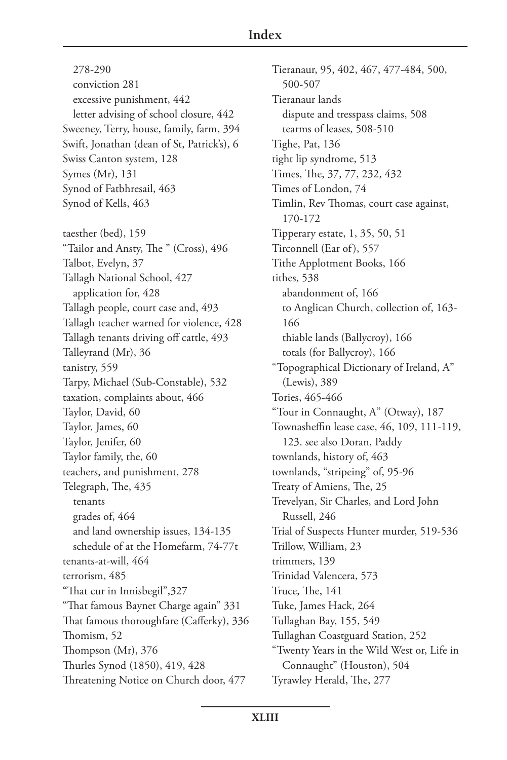278-290
  conviction 281
  excessive punishment, 442
  letter advising of school closure, 442
Sweeney, Terry, house, family, farm, 394
Swift, Jonathan (dean of St, Patrick's), 6
Swiss Canton system, 128
Symes (Mr), 131
Synod of Fatbhresail, 463
Synod of Kells, 463

taesther (bed), 159
"Tailor and Ansty, The " (Cross), 496
Talbot, Evelyn, 37
Tallagh National School, 427
  application for, 428
Tallagh people, court case and, 493
Tallagh teacher warned for violence, 428
Tallagh tenants driving off cattle, 493
Talleyrand (Mr), 36
tanistry, 559
Tarpy, Michael (Sub-Constable), 532
taxation, complaints about, 466
Taylor, David, 60
Taylor, James, 60
Taylor, Jenifer, 60
Taylor family, the, 60
teachers, and punishment, 278
Telegraph, The, 435
  tenants
  grades of, 464
  and land ownership issues, 134-135
  schedule of at the Homefarm, 74-77t
tenants-at-will, 464
terrorism, 485
"That cur in Innisbegil",327
"That famous Baynet Charge again" 331
That famous thoroughfare (Cafferky), 336
Thomism, 52
Thompson (Mr), 376
Thurles Synod (1850), 419, 428
Threatening Notice on Church door, 477

Tieranaur, 95, 402, 467, 477-484, 500, 500-507
Tieranaur lands
  dispute and tresspass claims, 508
  tearms of leases, 508-510
Tighe, Pat, 136
tight lip syndrome, 513
Times, The, 37, 77, 232, 432
Times of London, 74
Timlin, Rev Thomas, court case against, 170-172
Tipperary estate, 1, 35, 50, 51
Tirconnell (Ear of), 557
Tithe Applotment Books, 166
tithes, 538
  abandonment of, 166
  to Anglican Church, collection of, 163-166
  thiable lands (Ballycroy), 166
  totals (for Ballycroy), 166
"Topographical Dictionary of Ireland, A" (Lewis), 389
Tories, 465-466
"Tour in Connaught, A" (Otway), 187
Townasheffin lease case, 46, 109, 111-119, 123. see also Doran, Paddy
townlands, history of, 463
townlands, "stripeing" of, 95-96
Treaty of Amiens, The, 25
Trevelyan, Sir Charles, and Lord John Russell, 246
Trial of Suspects Hunter murder, 519-536
Trillow, William, 23
trimmers, 139
Trinidad Valencera, 573
Truce, The, 141
Tuke, James Hack, 264
Tullaghan Bay, 155, 549
Tullaghan Coastguard Station, 252
"Twenty Years in the Wild West or, Life in Connaught" (Houston), 504
Tyrawley Herald, The, 277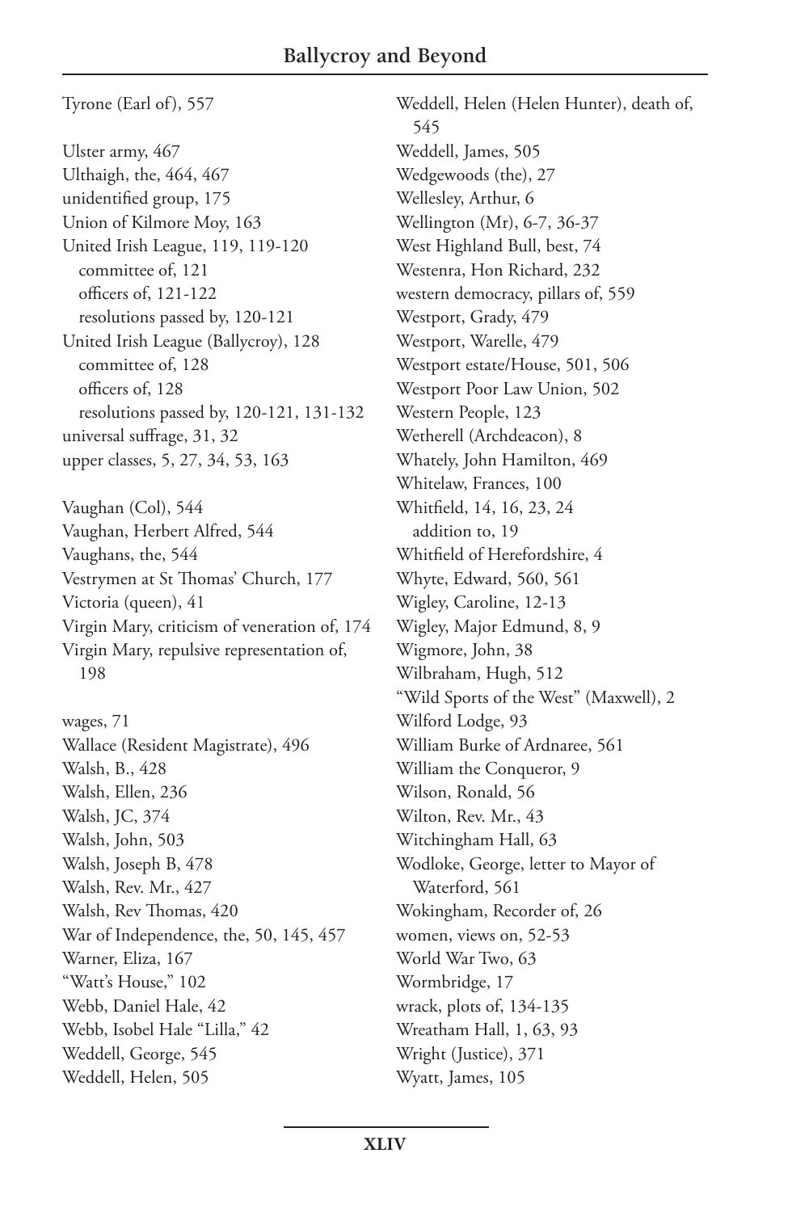Tyrone (Earl of), 557

Ulster army, 467
Ulthaigh, the, 464, 467
unidentified group, 175
Union of Kilmore Moy, 163
United Irish League, 119, 119-120
  committee of, 121
  officers of, 121-122
  resolutions passed by, 120-121
United Irish League (Ballycroy), 128
  committee of, 128
  officers of, 128
  resolutions passed by, 120-121, 131-132
universal suffrage, 31, 32
upper classes, 5, 27, 34, 53, 163

Vaughan (Col), 544
Vaughan, Herbert Alfred, 544
Vaughans, the, 544
Vestrymen at St Thomas' Church, 177
Victoria (queen), 41
Virgin Mary, criticism of veneration of, 174
Virgin Mary, repulsive representation of, 198

wages, 71
Wallace (Resident Magistrate), 496
Walsh, B., 428
Walsh, Ellen, 236
Walsh, JC, 374
Walsh, John, 503
Walsh, Joseph B, 478
Walsh, Rev. Mr., 427
Walsh, Rev Thomas, 420
War of Independence, the, 50, 145, 457
Warner, Eliza, 167
"Watt's House," 102
Webb, Daniel Hale, 42
Webb, Isobel Hale "Lilla," 42
Weddell, George, 545
Weddell, Helen, 505
Weddell, Helen (Helen Hunter), death of, 545
Weddell, James, 505
Wedgewoods (the), 27
Wellesley, Arthur, 6
Wellington (Mr), 6-7, 36-37
West Highland Bull, best, 74
Westenra, Hon Richard, 232
western democracy, pillars of, 559
Westport, Grady, 479
Westport, Warelle, 479
Westport estate/House, 501, 506
Westport Poor Law Union, 502
Western People, 123
Wetherell (Archdeacon), 8
Whately, John Hamilton, 469
Whitelaw, Frances, 100
Whitfield, 14, 16, 23, 24
  addition to, 19
Whitfield of Herefordshire, 4
Whyte, Edward, 560, 561
Wigley, Caroline, 12-13
Wigley, Major Edmund, 8, 9
Wigmore, John, 38
Wilbraham, Hugh, 512
"Wild Sports of the West" (Maxwell), 2
Wilford Lodge, 93
William Burke of Ardnaree, 561
William the Conqueror, 9
Wilson, Ronald, 56
Wilton, Rev. Mr., 43
Witchingham Hall, 63
Wodloke, George, letter to Mayor of Waterford, 561
Wokingham, Recorder of, 26
women, views on, 52-53
World War Two, 63
Wormbridge, 17
wrack, plots of, 134-135
Wreatham Hall, 1, 63, 93
Wright (Justice), 371
Wyatt, James, 105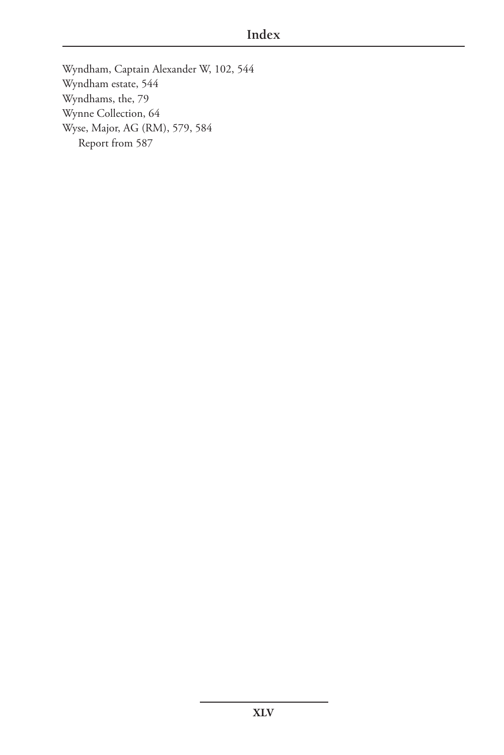Wyndham, Captain Alexander W, 102, 544
Wyndham estate, 544
Wyndhams, the, 79
Wynne Collection, 64
Wyse, Major, AG (RM), 579, 584
    Report from 587